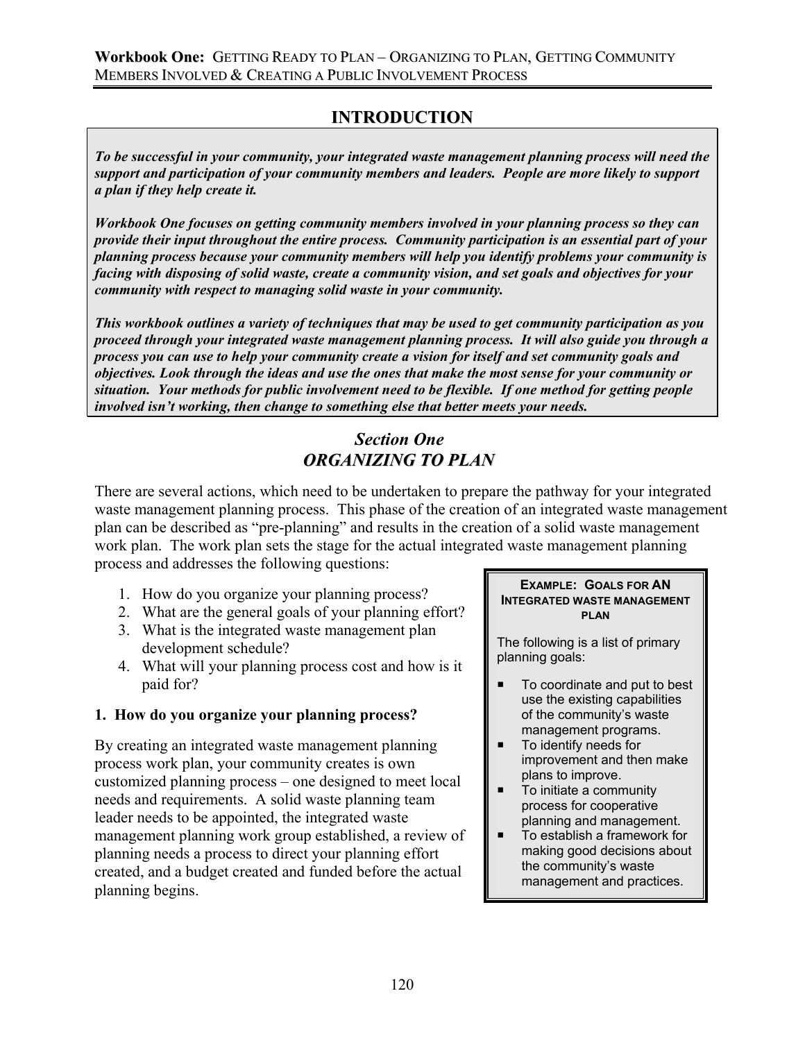# INTRODUCTION

***To be successful in your community, your integrated waste management planning process will need the support and participation of your community members and leaders. People are more likely to support a plan if they help create it.***

***Workbook One focuses on getting community members involved in your planning process so they can provide their input throughout the entire process. Community participation is an essential part of your planning process because your community members will help you identify problems your community is facing with disposing of solid waste, create a community vision, and set goals and objectives for your community with respect to managing solid waste in your community.***

***This workbook outlines a variety of techniques that may be used to get community participation as you proceed through your integrated waste management planning process. It will also guide you through a process you can use to help your community create a vision for itself and set community goals and objectives. Look through the ideas and use the ones that make the most sense for your community or situation. Your methods for public involvement need to be flexible. If one method for getting people involved isn't working, then change to something else that better meets your needs.***

## *Section One*
## *ORGANIZING TO PLAN*

There are several actions, which need to be undertaken to prepare the pathway for your integrated waste management planning process. This phase of the creation of an integrated waste management plan can be described as "pre-planning" and results in the creation of a solid waste management work plan. The work plan sets the stage for the actual integrated waste management planning process and addresses the following questions:

1. How do you organize your planning process?
2. What are the general goals of your planning effort?
3. What is the integrated waste management plan development schedule?
4. What will your planning process cost and how is it paid for?

### 1. How do you organize your planning process?

By creating an integrated waste management planning process work plan, your community creates is own customized planning process – one designed to meet local needs and requirements. A solid waste planning team leader needs to be appointed, the integrated waste management planning work group established, a review of planning needs a process to direct your planning effort created, and a budget created and funded before the actual planning begins.

> **EXAMPLE: GOALS FOR AN INTEGRATED WASTE MANAGEMENT PLAN**
>
> The following is a list of primary planning goals:
>
> - To coordinate and put to best use the existing capabilities of the community's waste management programs.
> - To identify needs for improvement and then make plans to improve.
> - To initiate a community process for cooperative planning and management.
> - To establish a framework for making good decisions about the community's waste management and practices.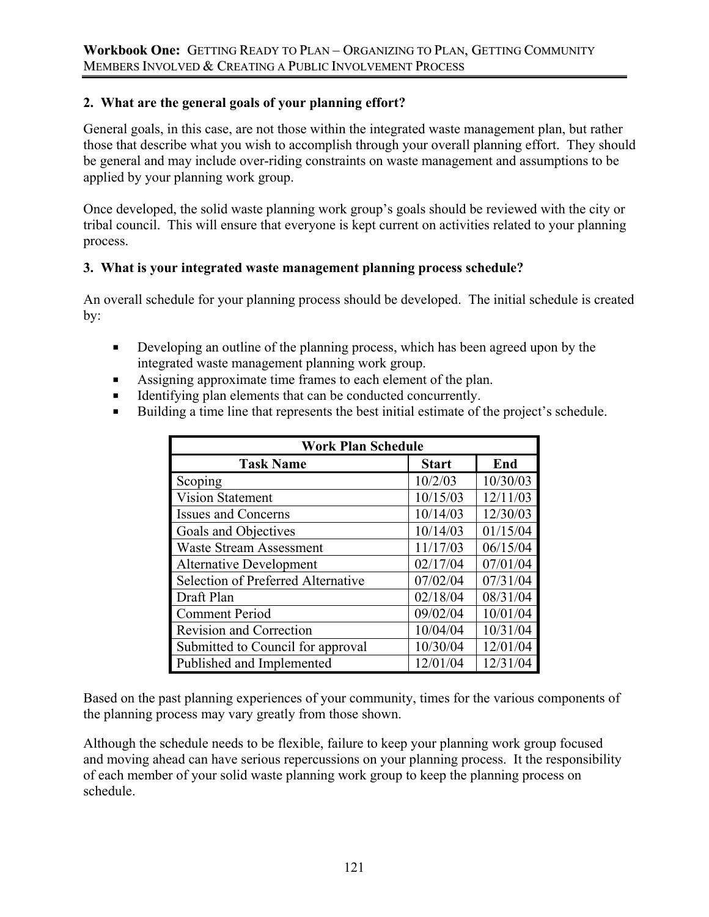**2. What are the general goals of your planning effort?**

General goals, in this case, are not those within the integrated waste management plan, but rather those that describe what you wish to accomplish through your overall planning effort. They should be general and may include over-riding constraints on waste management and assumptions to be applied by your planning work group.

Once developed, the solid waste planning work group's goals should be reviewed with the city or tribal council. This will ensure that everyone is kept current on activities related to your planning process.

**3. What is your integrated waste management planning process schedule?**

An overall schedule for your planning process should be developed. The initial schedule is created by:

- Developing an outline of the planning process, which has been agreed upon by the integrated waste management planning work group.
- Assigning approximate time frames to each element of the plan.
- Identifying plan elements that can be conducted concurrently.
- Building a time line that represents the best initial estimate of the project's schedule.

| Work Plan Schedule | | |
|---|---|---|
| **Task Name** | **Start** | **End** |
| Scoping | 10/2/03 | 10/30/03 |
| Vision Statement | 10/15/03 | 12/11/03 |
| Issues and Concerns | 10/14/03 | 12/30/03 |
| Goals and Objectives | 10/14/03 | 01/15/04 |
| Waste Stream Assessment | 11/17/03 | 06/15/04 |
| Alternative Development | 02/17/04 | 07/01/04 |
| Selection of Preferred Alternative | 07/02/04 | 07/31/04 |
| Draft Plan | 02/18/04 | 08/31/04 |
| Comment Period | 09/02/04 | 10/01/04 |
| Revision and Correction | 10/04/04 | 10/31/04 |
| Submitted to Council for approval | 10/30/04 | 12/01/04 |
| Published and Implemented | 12/01/04 | 12/31/04 |

Based on the past planning experiences of your community, times for the various components of the planning process may vary greatly from those shown.

Although the schedule needs to be flexible, failure to keep your planning work group focused and moving ahead can have serious repercussions on your planning process. It the responsibility of each member of your solid waste planning work group to keep the planning process on schedule.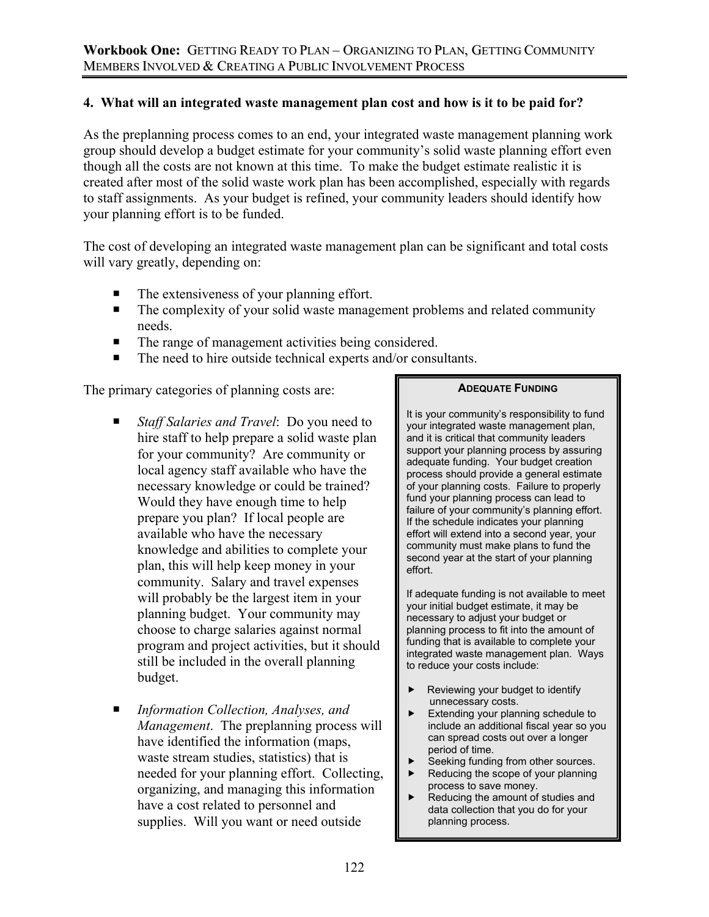### 4. What will an integrated waste management plan cost and how is it to be paid for?

As the preplanning process comes to an end, your integrated waste management planning work group should develop a budget estimate for your community's solid waste planning effort even though all the costs are not known at this time. To make the budget estimate realistic it is created after most of the solid waste work plan has been accomplished, especially with regards to staff assignments. As your budget is refined, your community leaders should identify how your planning effort is to be funded.

The cost of developing an integrated waste management plan can be significant and total costs will vary greatly, depending on:

- The extensiveness of your planning effort.
- The complexity of your solid waste management problems and related community needs.
- The range of management activities being considered.
- The need to hire outside technical experts and/or consultants.

The primary categories of planning costs are:

- *Staff Salaries and Travel*: Do you need to hire staff to help prepare a solid waste plan for your community? Are community or local agency staff available who have the necessary knowledge or could be trained? Would they have enough time to help prepare you plan? If local people are available who have the necessary knowledge and abilities to complete your plan, this will help keep money in your community. Salary and travel expenses will probably be the largest item in your planning budget. Your community may choose to charge salaries against normal program and project activities, but it should still be included in the overall planning budget.

- *Information Collection, Analyses, and Management*. The preplanning process will have identified the information (maps, waste stream studies, statistics) that is needed for your planning effort. Collecting, organizing, and managing this information have a cost related to personnel and supplies. Will you want or need outside

> **ADEQUATE FUNDING**
>
> It is your community's responsibility to fund your integrated waste management plan, and it is critical that community leaders support your planning process by assuring adequate funding. Your budget creation process should provide a general estimate of your planning costs. Failure to properly fund your planning process can lead to failure of your community's planning effort. If the schedule indicates your planning effort will extend into a second year, your community must make plans to fund the second year at the start of your planning effort.
>
> If adequate funding is not available to meet your initial budget estimate, it may be necessary to adjust your budget or planning process to fit into the amount of funding that is available to complete your integrated waste management plan. Ways to reduce your costs include:
>
> - Reviewing your budget to identify unnecessary costs.
> - Extending your planning schedule to include an additional fiscal year so you can spread costs out over a longer period of time.
> - Seeking funding from other sources.
> - Reducing the scope of your planning process to save money.
> - Reducing the amount of studies and data collection that you do for your planning process.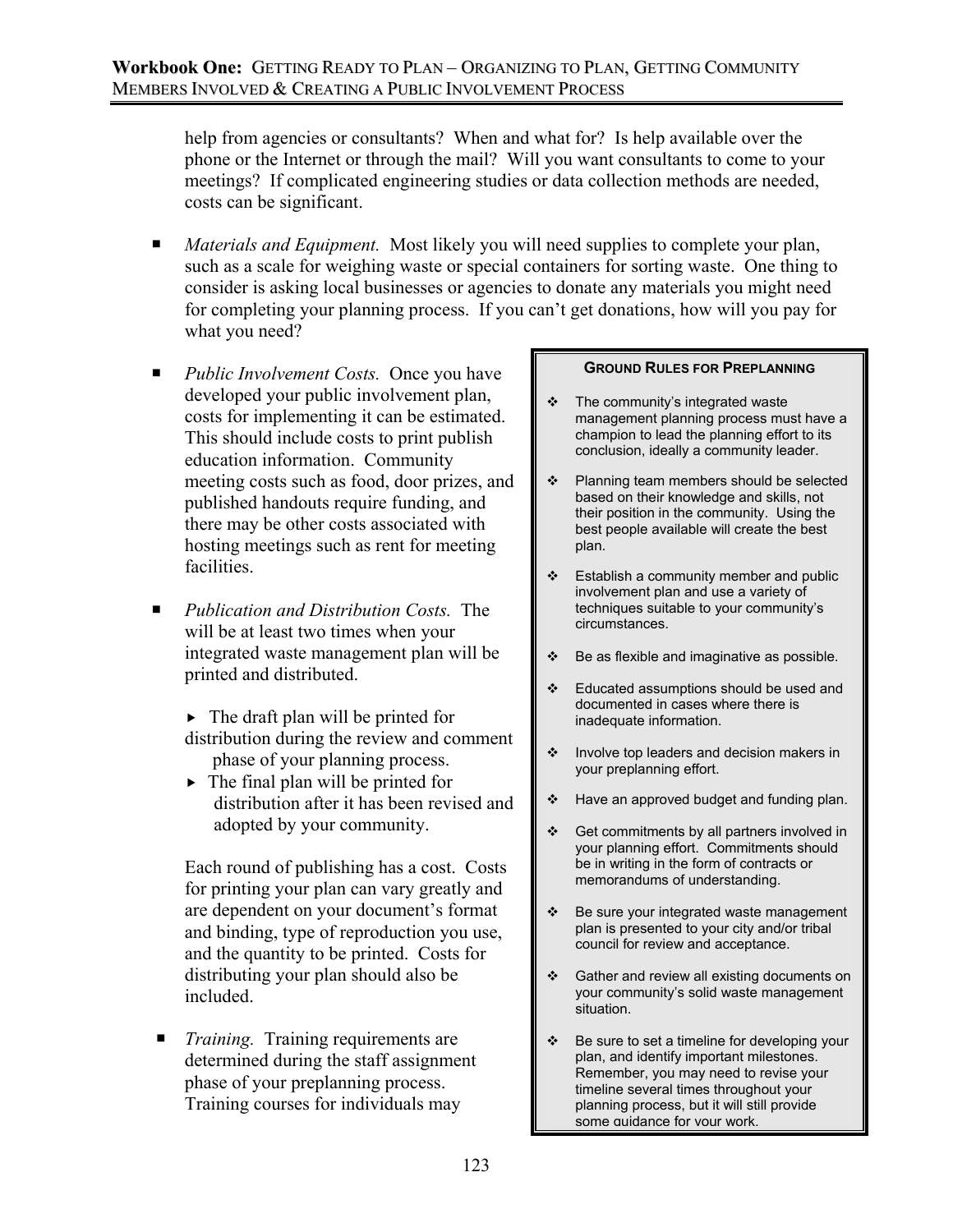help from agencies or consultants? When and what for? Is help available over the phone or the Internet or through the mail? Will you want consultants to come to your meetings? If complicated engineering studies or data collection methods are needed, costs can be significant.

- *Materials and Equipment.* Most likely you will need supplies to complete your plan, such as a scale for weighing waste or special containers for sorting waste. One thing to consider is asking local businesses or agencies to donate any materials you might need for completing your planning process. If you can't get donations, how will you pay for what you need?

- *Public Involvement Costs.* Once you have developed your public involvement plan, costs for implementing it can be estimated. This should include costs to print publish education information. Community meeting costs such as food, door prizes, and published handouts require funding, and there may be other costs associated with hosting meetings such as rent for meeting facilities.

- *Publication and Distribution Costs.* The will be at least two times when your integrated waste management plan will be printed and distributed.

  - The draft plan will be printed for distribution during the review and comment phase of your planning process.
  - The final plan will be printed for distribution after it has been revised and adopted by your community.

  Each round of publishing has a cost. Costs for printing your plan can vary greatly and are dependent on your document's format and binding, type of reproduction you use, and the quantity to be printed. Costs for distributing your plan should also be included.

- *Training.* Training requirements are determined during the staff assignment phase of your preplanning process. Training courses for individuals may

**GROUND RULES FOR PREPLANNING**

- The community's integrated waste management planning process must have a champion to lead the planning effort to its conclusion, ideally a community leader.
- Planning team members should be selected based on their knowledge and skills, not their position in the community. Using the best people available will create the best plan.
- Establish a community member and public involvement plan and use a variety of techniques suitable to your community's circumstances.
- Be as flexible and imaginative as possible.
- Educated assumptions should be used and documented in cases where there is inadequate information.
- Involve top leaders and decision makers in your preplanning effort.
- Have an approved budget and funding plan.
- Get commitments by all partners involved in your planning effort. Commitments should be in writing in the form of contracts or memorandums of understanding.
- Be sure your integrated waste management plan is presented to your city and/or tribal council for review and acceptance.
- Gather and review all existing documents on your community's solid waste management situation.
- Be sure to set a timeline for developing your plan, and identify important milestones. Remember, you may need to revise your timeline several times throughout your planning process, but it will still provide some guidance for your work.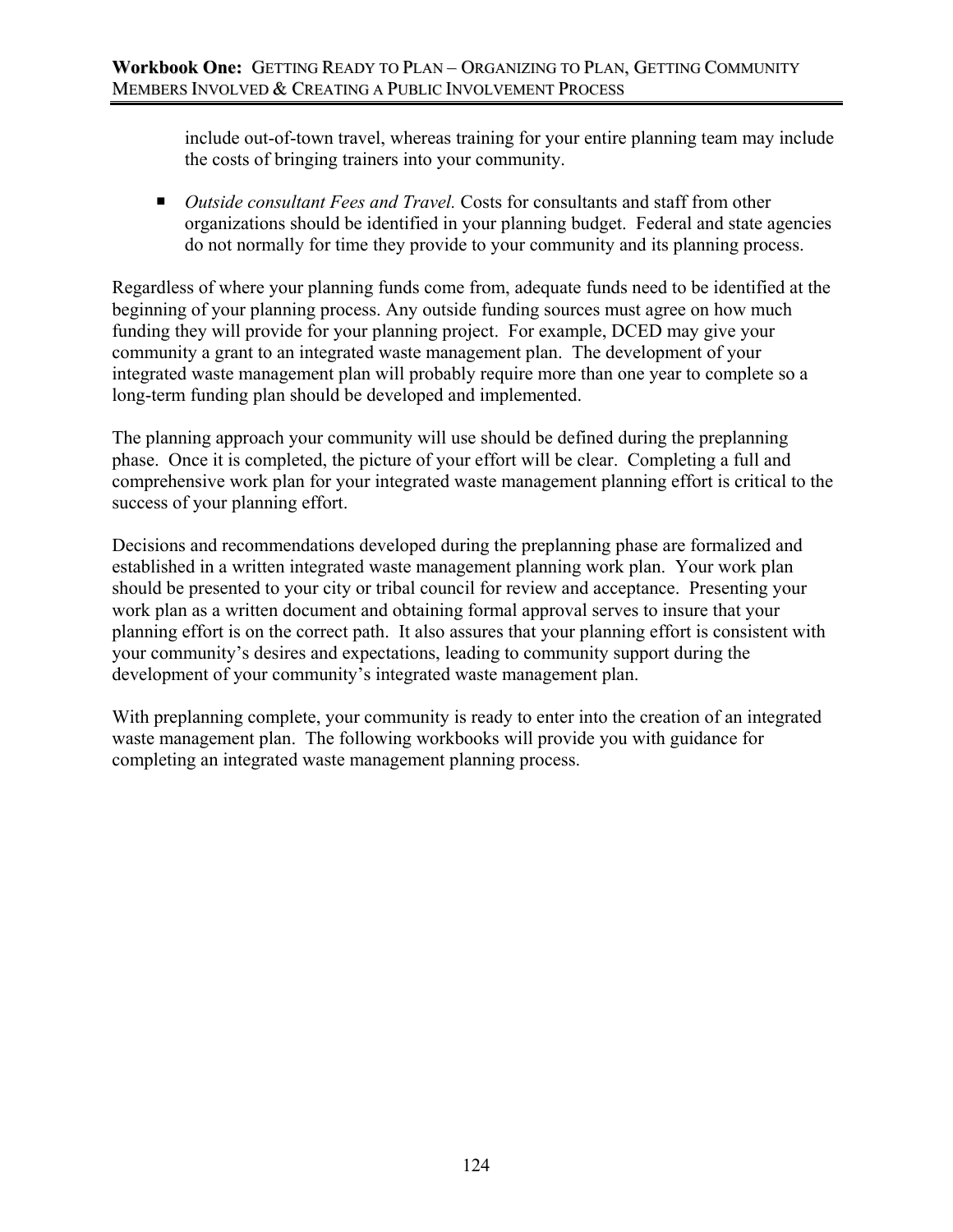include out-of-town travel, whereas training for your entire planning team may include the costs of bringing trainers into your community.

- *Outside consultant Fees and Travel.* Costs for consultants and staff from other organizations should be identified in your planning budget. Federal and state agencies do not normally for time they provide to your community and its planning process.

Regardless of where your planning funds come from, adequate funds need to be identified at the beginning of your planning process. Any outside funding sources must agree on how much funding they will provide for your planning project. For example, DCED may give your community a grant to an integrated waste management plan. The development of your integrated waste management plan will probably require more than one year to complete so a long-term funding plan should be developed and implemented.

The planning approach your community will use should be defined during the preplanning phase. Once it is completed, the picture of your effort will be clear. Completing a full and comprehensive work plan for your integrated waste management planning effort is critical to the success of your planning effort.

Decisions and recommendations developed during the preplanning phase are formalized and established in a written integrated waste management planning work plan. Your work plan should be presented to your city or tribal council for review and acceptance. Presenting your work plan as a written document and obtaining formal approval serves to insure that your planning effort is on the correct path. It also assures that your planning effort is consistent with your community's desires and expectations, leading to community support during the development of your community's integrated waste management plan.

With preplanning complete, your community is ready to enter into the creation of an integrated waste management plan. The following workbooks will provide you with guidance for completing an integrated waste management planning process.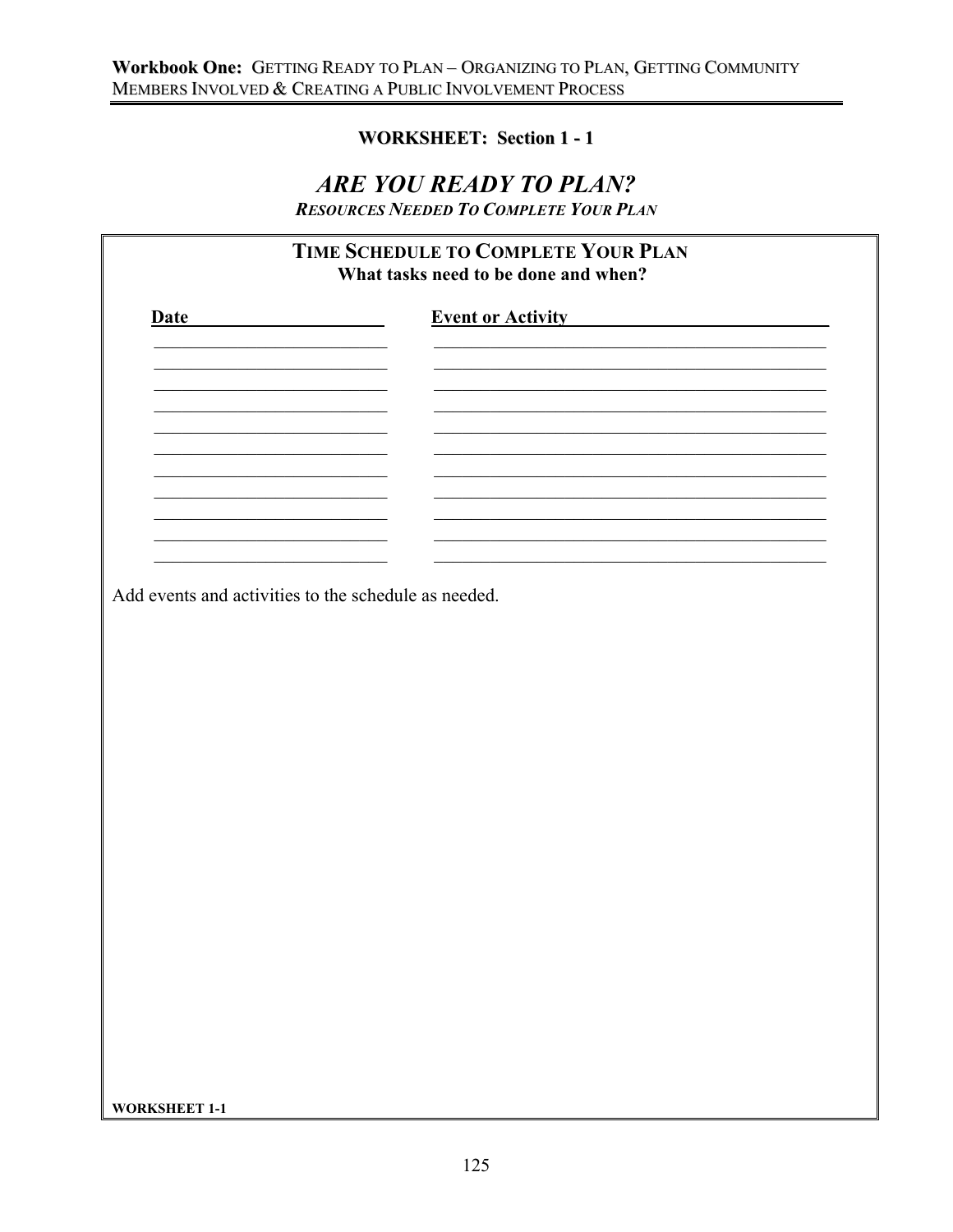**WORKSHEET: Section 1 - 1**

# *ARE YOU READY TO PLAN?*

***RESOURCES NEEDED TO COMPLETE YOUR PLAN***

## TIME SCHEDULE TO COMPLETE YOUR PLAN

**What tasks need to be done and when?**

| Date | Event or Activity |
|---|---|
| | |
| | |
| | |
| | |
| | |
| | |
| | |
| | |
| | |
| | |
| | |

Add events and activities to the schedule as needed.

**WORKSHEET 1-1**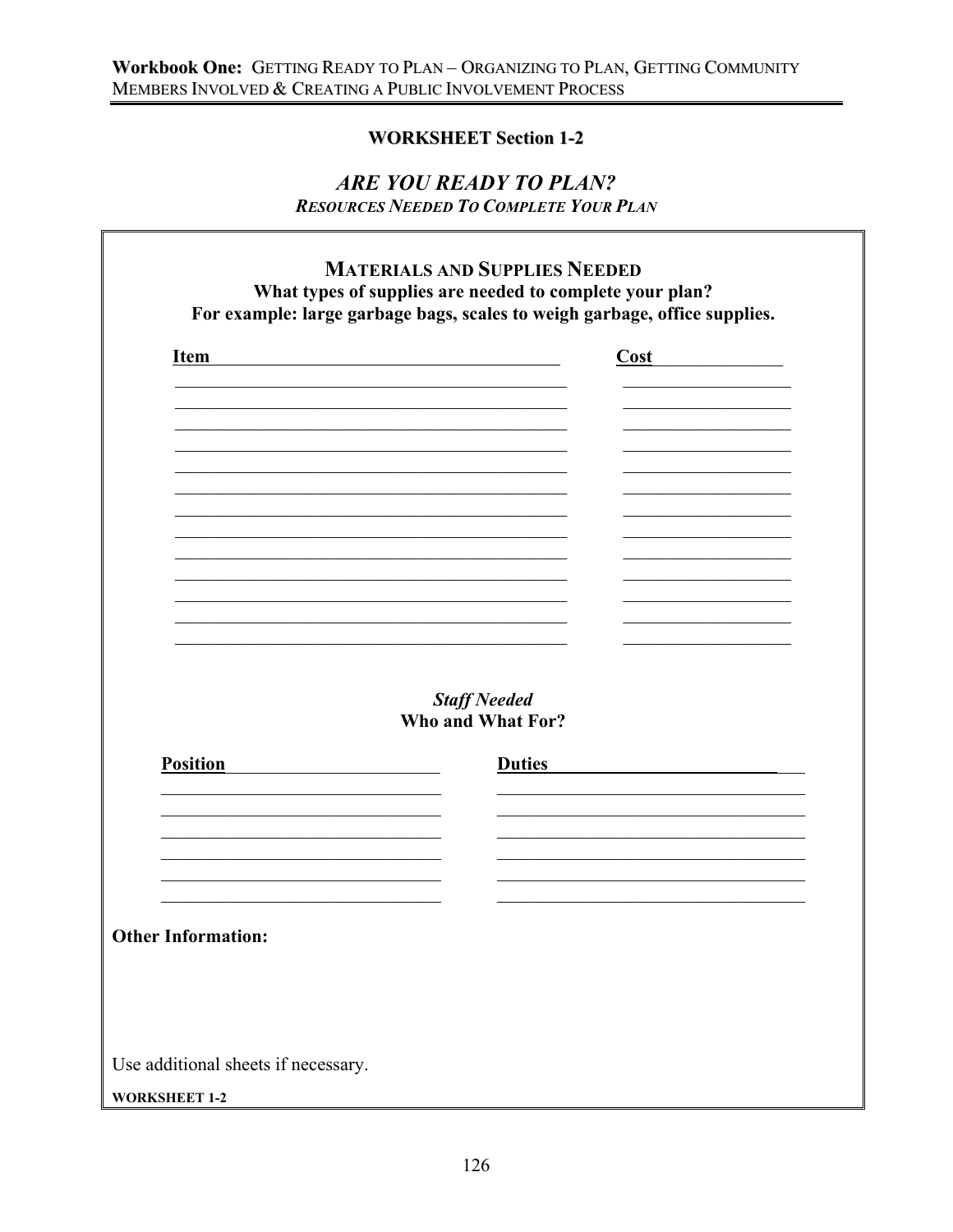## WORKSHEET Section 1-2

### *ARE YOU READY TO PLAN?*

***RESOURCES NEEDED TO COMPLETE YOUR PLAN***

**MATERIALS AND SUPPLIES NEEDED**

**What types of supplies are needed to complete your plan?**
**For example: large garbage bags, scales to weigh garbage, office supplies.**

| Item | Cost |
| --- | --- |
| | |
| | |
| | |
| | |
| | |
| | |
| | |
| | |
| | |
| | |
| | |
| | |
| | |

***Staff Needed***
**Who and What For?**

| Position | Duties |
| --- | --- |
| | |
| | |
| | |
| | |
| | |
| | |

**Other Information:**

Use additional sheets if necessary.

**WORKSHEET 1-2**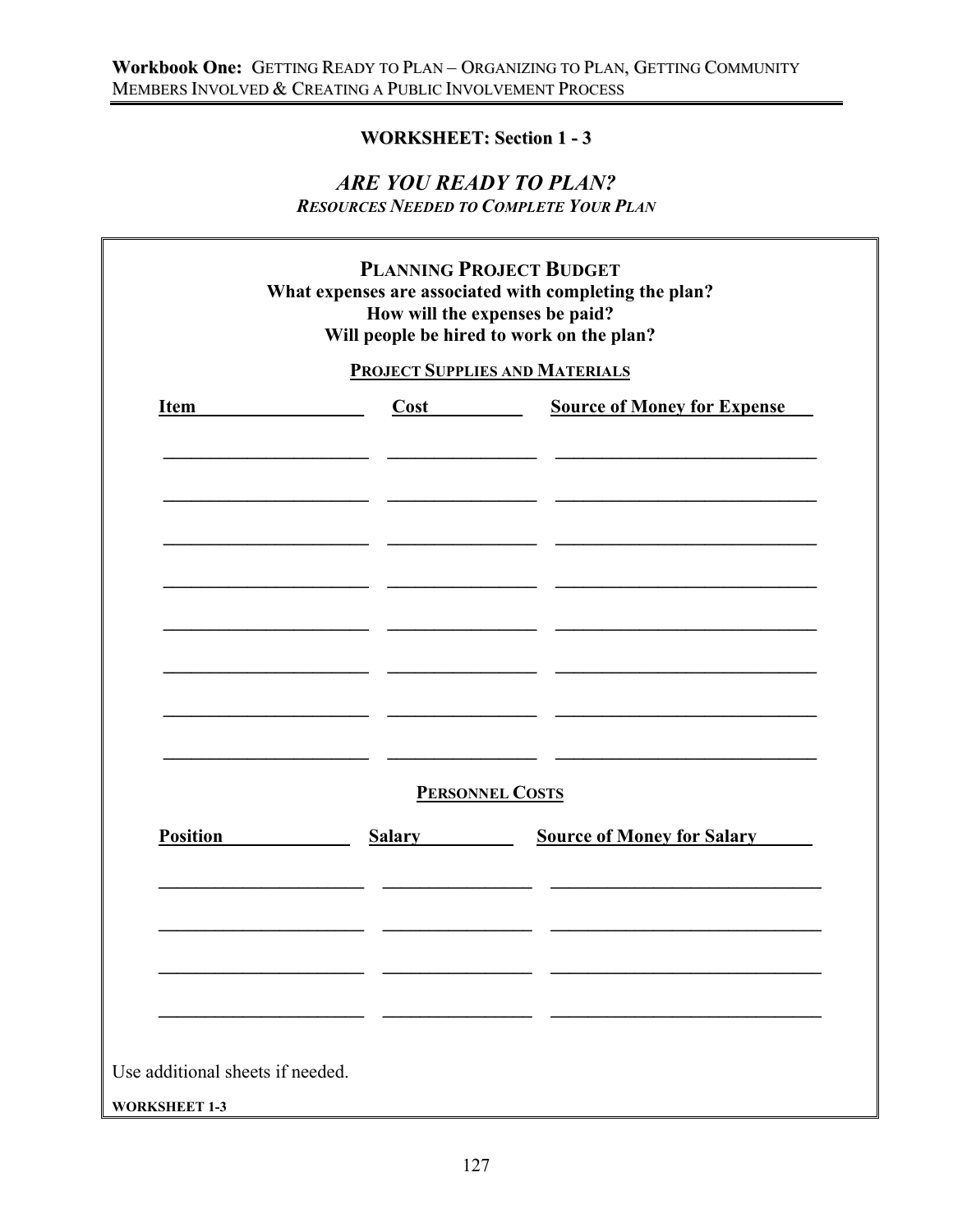## WORKSHEET: Section 1 - 3

### *ARE YOU READY TO PLAN?*

***RESOURCES NEEDED TO COMPLETE YOUR PLAN***

**PLANNING PROJECT BUDGET**

**What expenses are associated with completing the plan?**
**How will the expenses be paid?**
**Will people be hired to work on the plan?**

**PROJECT SUPPLIES AND MATERIALS**

| Item | Cost | Source of Money for Expense |
|---|---|---|
| | | |
| | | |
| | | |
| | | |
| | | |
| | | |
| | | |
| | | |

**PERSONNEL COSTS**

| Position | Salary | Source of Money for Salary |
|---|---|---|
| | | |
| | | |
| | | |
| | | |

Use additional sheets if needed.

**WORKSHEET 1-3**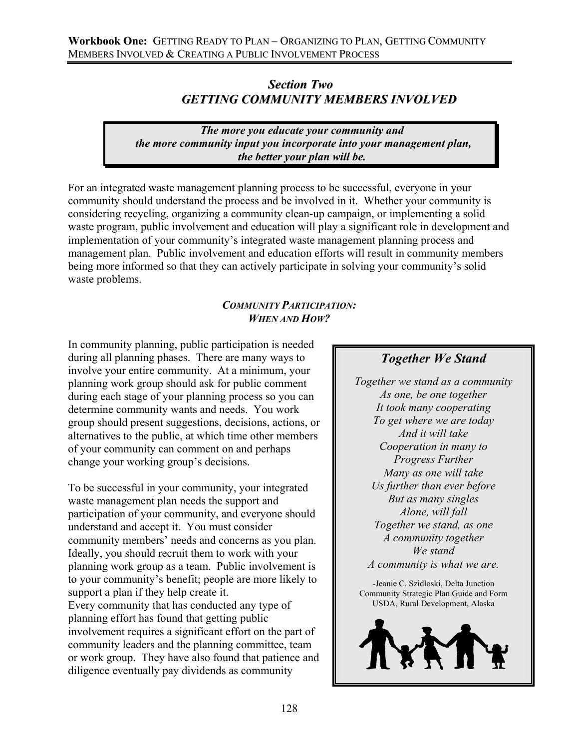## *Section Two*
## *GETTING COMMUNITY MEMBERS INVOLVED*

> ***The more you educate your community and the more community input you incorporate into your management plan, the better your plan will be.***

For an integrated waste management planning process to be successful, everyone in your community should understand the process and be involved in it. Whether your community is considering recycling, organizing a community clean-up campaign, or implementing a solid waste program, public involvement and education will play a significant role in development and implementation of your community's integrated waste management planning process and management plan. Public involvement and education efforts will result in community members being more informed so that they can actively participate in solving your community's solid waste problems.

### *COMMUNITY PARTICIPATION: WHEN AND HOW?*

In community planning, public participation is needed during all planning phases. There are many ways to involve your entire community. At a minimum, your planning work group should ask for public comment during each stage of your planning process so you can determine community wants and needs. You work group should present suggestions, decisions, actions, or alternatives to the public, at which time other members of your community can comment on and perhaps change your working group's decisions.

To be successful in your community, your integrated waste management plan needs the support and participation of your community, and everyone should understand and accept it. You must consider community members' needs and concerns as you plan. Ideally, you should recruit them to work with your planning work group as a team. Public involvement is to your community's benefit; people are more likely to support a plan if they help create it.

Every community that has conducted any type of planning effort has found that getting public involvement requires a significant effort on the part of community leaders and the planning committee, team or work group. They have also found that patience and diligence eventually pay dividends as community

> ### *Together We Stand*
>
> *Together we stand as a community*
> *As one, be one together*
> *It took many cooperating*
> *To get where we are today*
> *And it will take*
> *Cooperation in many to*
> *Progress Further*
> *Many as one will take*
> *Us further than ever before*
> *But as many singles*
> *Alone, will fall*
> *Together we stand, as one*
> *A community together*
> *We stand*
> *A community is what we are.*
>
> -Jeanie C. Szidloski, Delta Junction Community Strategic Plan Guide and Form USDA, Rural Development, Alaska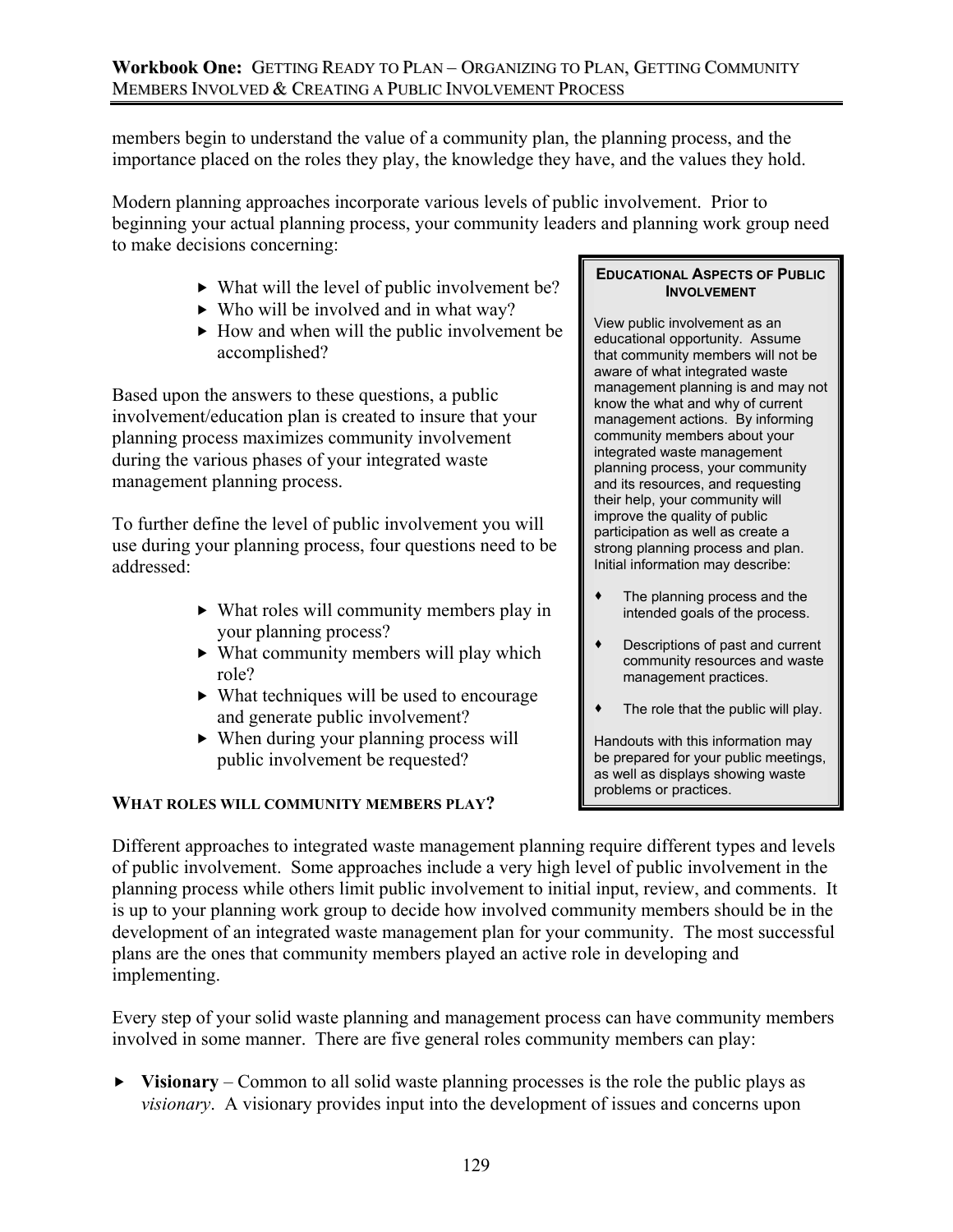members begin to understand the value of a community plan, the planning process, and the importance placed on the roles they play, the knowledge they have, and the values they hold.

Modern planning approaches incorporate various levels of public involvement. Prior to beginning your actual planning process, your community leaders and planning work group need to make decisions concerning:

- What will the level of public involvement be?
- Who will be involved and in what way?
- How and when will the public involvement be accomplished?

Based upon the answers to these questions, a public involvement/education plan is created to insure that your planning process maximizes community involvement during the various phases of your integrated waste management planning process.

To further define the level of public involvement you will use during your planning process, four questions need to be addressed:

- What roles will community members play in your planning process?
- What community members will play which role?
- What techniques will be used to encourage and generate public involvement?
- When during your planning process will public involvement be requested?

> **EDUCATIONAL ASPECTS OF PUBLIC INVOLVEMENT**
>
> View public involvement as an educational opportunity. Assume that community members will not be aware of what integrated waste management planning is and may not know the what and why of current management actions. By informing community members about your integrated waste management planning process, your community and its resources, and requesting their help, your community will improve the quality of public participation as well as create a strong planning process and plan. Initial information may describe:
>
> - The planning process and the intended goals of the process.
> - Descriptions of past and current community resources and waste management practices.
> - The role that the public will play.
>
> Handouts with this information may be prepared for your public meetings, as well as displays showing waste problems or practices.

### WHAT ROLES WILL COMMUNITY MEMBERS PLAY?

Different approaches to integrated waste management planning require different types and levels of public involvement. Some approaches include a very high level of public involvement in the planning process while others limit public involvement to initial input, review, and comments. It is up to your planning work group to decide how involved community members should be in the development of an integrated waste management plan for your community. The most successful plans are the ones that community members played an active role in developing and implementing.

Every step of your solid waste planning and management process can have community members involved in some manner. There are five general roles community members can play:

- **Visionary** – Common to all solid waste planning processes is the role the public plays as *visionary*. A visionary provides input into the development of issues and concerns upon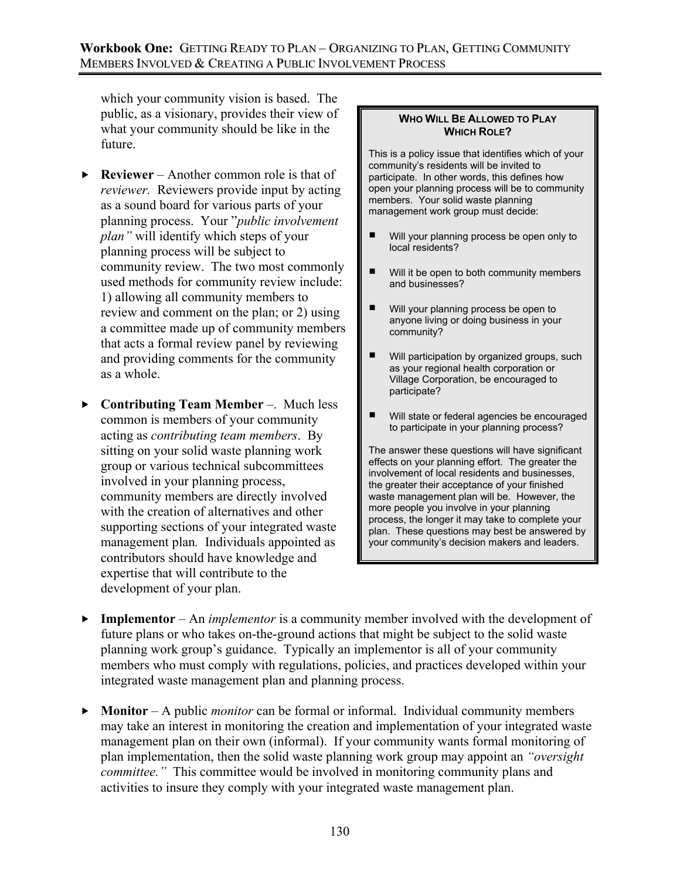which your community vision is based. The public, as a visionary, provides their view of what your community should be like in the future.

- **Reviewer** – Another common role is that of *reviewer.* Reviewers provide input by acting as a sound board for various parts of your planning process. Your "*public involvement plan"* will identify which steps of your planning process will be subject to community review. The two most commonly used methods for community review include: 1) allowing all community members to review and comment on the plan; or 2) using a committee made up of community members that acts a formal review panel by reviewing and providing comments for the community as a whole.

- **Contributing Team Member** –. Much less common is members of your community acting as *contributing team members*. By sitting on your solid waste planning work group or various technical subcommittees involved in your planning process, community members are directly involved with the creation of alternatives and other supporting sections of your integrated waste management plan*.* Individuals appointed as contributors should have knowledge and expertise that will contribute to the development of your plan.

> **WHO WILL BE ALLOWED TO PLAY WHICH ROLE?**
>
> This is a policy issue that identifies which of your community's residents will be invited to participate. In other words, this defines how open your planning process will be to community members. Your solid waste planning management work group must decide:
>
> - Will your planning process be open only to local residents?
> - Will it be open to both community members and businesses?
> - Will your planning process be open to anyone living or doing business in your community?
> - Will participation by organized groups, such as your regional health corporation or Village Corporation, be encouraged to participate?
> - Will state or federal agencies be encouraged to participate in your planning process?
>
> The answer these questions will have significant effects on your planning effort. The greater the involvement of local residents and businesses, the greater their acceptance of your finished waste management plan will be. However, the more people you involve in your planning process, the longer it may take to complete your plan. These questions may best be answered by your community's decision makers and leaders.

- **Implementor** – An *implementor* is a community member involved with the development of future plans or who takes on-the-ground actions that might be subject to the solid waste planning work group's guidance. Typically an implementor is all of your community members who must comply with regulations, policies, and practices developed within your integrated waste management plan and planning process.

- **Monitor** – A public *monitor* can be formal or informal. Individual community members may take an interest in monitoring the creation and implementation of your integrated waste management plan on their own (informal). If your community wants formal monitoring of plan implementation, then the solid waste planning work group may appoint an *"oversight committee."* This committee would be involved in monitoring community plans and activities to insure they comply with your integrated waste management plan.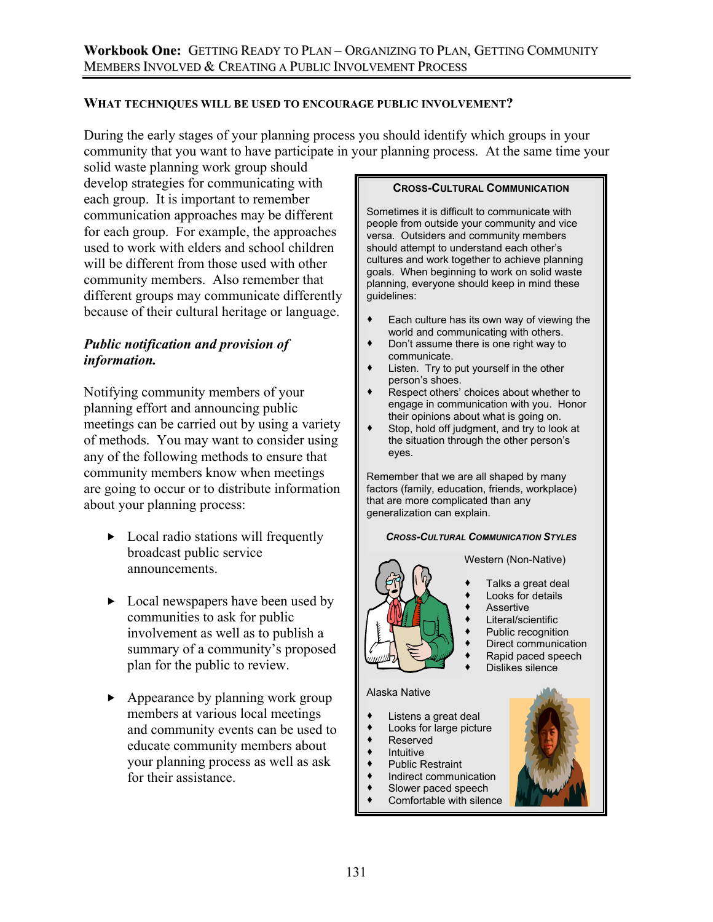## What techniques will be used to encourage public involvement?

During the early stages of your planning process you should identify which groups in your community that you want to have participate in your planning process. At the same time your solid waste planning work group should develop strategies for communicating with each group. It is important to remember communication approaches may be different for each group. For example, the approaches used to work with elders and school children will be different from those used with other community members. Also remember that different groups may communicate differently because of their cultural heritage or language.

### *Public notification and provision of information.*

Notifying community members of your planning effort and announcing public meetings can be carried out by using a variety of methods. You may want to consider using any of the following methods to ensure that community members know when meetings are going to occur or to distribute information about your planning process:

- Local radio stations will frequently broadcast public service announcements.
- Local newspapers have been used by communities to ask for public involvement as well as to publish a summary of a community's proposed plan for the public to review.
- Appearance by planning work group members at various local meetings and community events can be used to educate community members about your planning process as well as ask for their assistance.

---

**Cross-Cultural Communication**

Sometimes it is difficult to communicate with people from outside your community and vice versa. Outsiders and community members should attempt to understand each other's cultures and work together to achieve planning goals. When beginning to work on solid waste planning, everyone should keep in mind these guidelines:

- Each culture has its own way of viewing the world and communicating with others.
- Don't assume there is one right way to communicate.
- Listen. Try to put yourself in the other person's shoes.
- Respect others' choices about whether to engage in communication with you. Honor their opinions about what is going on.
- Stop, hold off judgment, and try to look at the situation through the other person's eyes.

Remember that we are all shaped by many factors (family, education, friends, workplace) that are more complicated than any generalization can explain.

***Cross-Cultural Communication Styles***

Western (Non-Native)

- Talks a great deal
- Looks for details
- Assertive
- Literal/scientific
- Public recognition
- Direct communication
- Rapid paced speech
- Dislikes silence

Alaska Native

- Listens a great deal
- Looks for large picture
- Reserved
- Intuitive
- Public Restraint
- Indirect communication
- Slower paced speech
- Comfortable with silence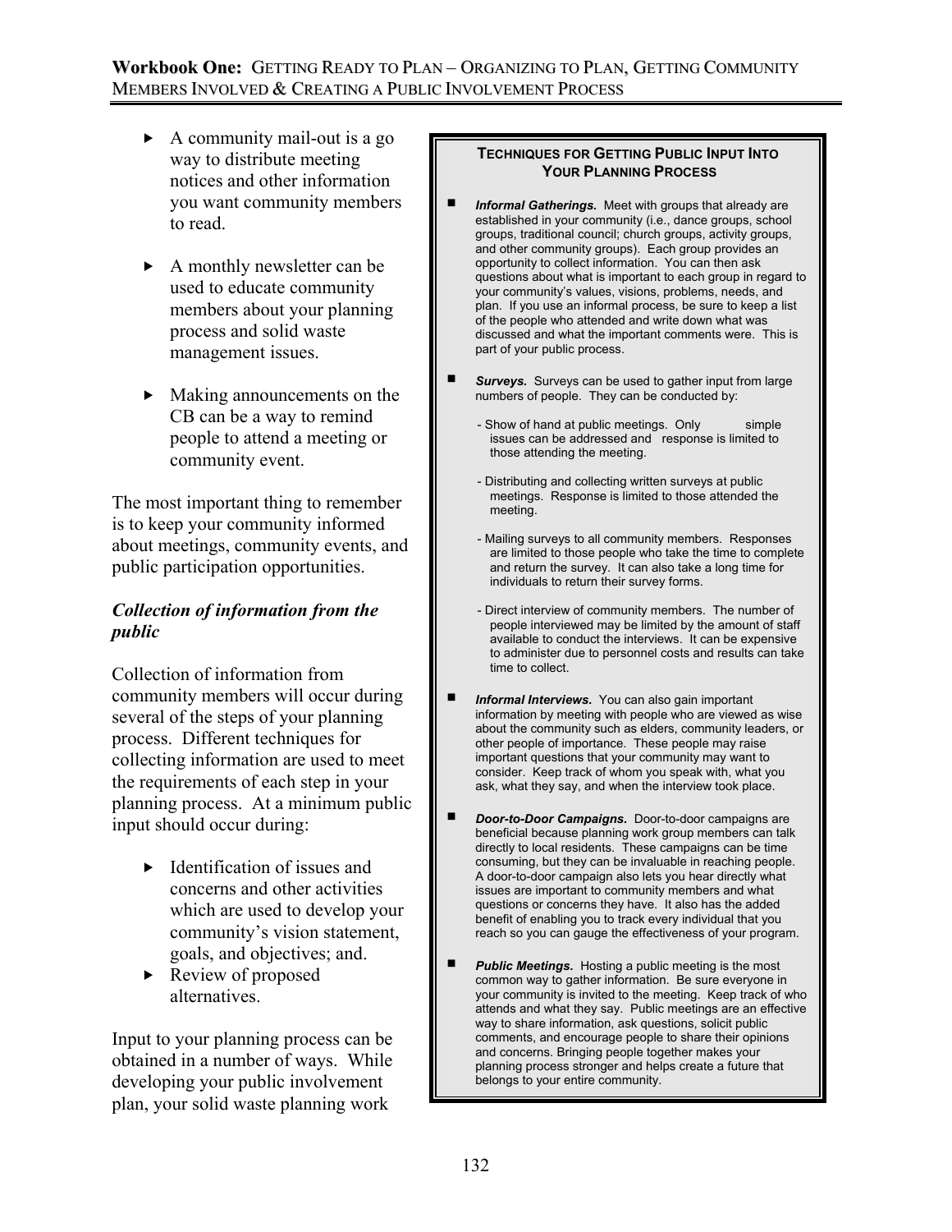- A community mail-out is a go way to distribute meeting notices and other information you want community members to read.
- A monthly newsletter can be used to educate community members about your planning process and solid waste management issues.
- Making announcements on the CB can be a way to remind people to attend a meeting or community event.

The most important thing to remember is to keep your community informed about meetings, community events, and public participation opportunities.

### *Collection of information from the public*

Collection of information from community members will occur during several of the steps of your planning process. Different techniques for collecting information are used to meet the requirements of each step in your planning process. At a minimum public input should occur during:

- Identification of issues and concerns and other activities which are used to develop your community's vision statement, goals, and objectives; and.
- Review of proposed alternatives.

Input to your planning process can be obtained in a number of ways. While developing your public involvement plan, your solid waste planning work

**TECHNIQUES FOR GETTING PUBLIC INPUT INTO YOUR PLANNING PROCESS**

- ***Informal Gatherings.*** Meet with groups that already are established in your community (i.e., dance groups, school groups, traditional council; church groups, activity groups, and other community groups). Each group provides an opportunity to collect information. You can then ask questions about what is important to each group in regard to your community's values, visions, problems, needs, and plan. If you use an informal process, be sure to keep a list of the people who attended and write down what was discussed and what the important comments were. This is part of your public process.

- ***Surveys.*** Surveys can be used to gather input from large numbers of people. They can be conducted by:

  - Show of hand at public meetings. Only simple issues can be addressed and response is limited to those attending the meeting.
  - Distributing and collecting written surveys at public meetings. Response is limited to those attended the meeting.
  - Mailing surveys to all community members. Responses are limited to those people who take the time to complete and return the survey. It can also take a long time for individuals to return their survey forms.
  - Direct interview of community members. The number of people interviewed may be limited by the amount of staff available to conduct the interviews. It can be expensive to administer due to personnel costs and results can take time to collect.

- ***Informal Interviews.*** You can also gain important information by meeting with people who are viewed as wise about the community such as elders, community leaders, or other people of importance. These people may raise important questions that your community may want to consider. Keep track of whom you speak with, what you ask, what they say, and when the interview took place.

- ***Door-to-Door Campaigns.*** Door-to-door campaigns are beneficial because planning work group members can talk directly to local residents. These campaigns can be time consuming, but they can be invaluable in reaching people. A door-to-door campaign also lets you hear directly what issues are important to community members and what questions or concerns they have. It also has the added benefit of enabling you to track every individual that you reach so you can gauge the effectiveness of your program.

- ***Public Meetings.*** Hosting a public meeting is the most common way to gather information. Be sure everyone in your community is invited to the meeting. Keep track of who attends and what they say. Public meetings are an effective way to share information, ask questions, solicit public comments, and encourage people to share their opinions and concerns. Bringing people together makes your planning process stronger and helps create a future that belongs to your entire community.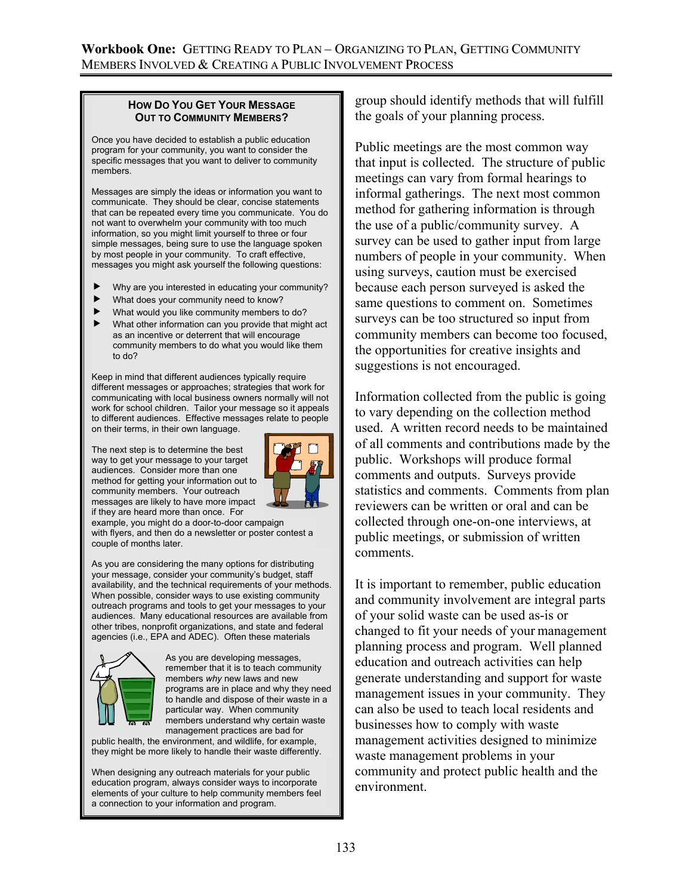### How Do You Get Your Message Out to Community Members?

Once you have decided to establish a public education program for your community, you want to consider the specific messages that you want to deliver to community members.

Messages are simply the ideas or information you want to communicate. They should be clear, concise statements that can be repeated every time you communicate. You do not want to overwhelm your community with too much information, so you might limit yourself to three or four simple messages, being sure to use the language spoken by most people in your community. To craft effective, messages you might ask yourself the following questions:

- Why are you interested in educating your community?
- What does your community need to know?
- What would you like community members to do?
- What other information can you provide that might act as an incentive or deterrent that will encourage community members to do what you would like them to do?

Keep in mind that different audiences typically require different messages or approaches; strategies that work for communicating with local business owners normally will not work for school children. Tailor your message so it appeals to different audiences. Effective messages relate to people on their terms, in their own language.

The next step is to determine the best way to get your message to your target audiences. Consider more than one method for getting your information out to community members. Your outreach messages are likely to have more impact if they are heard more than once. For example, you might do a door-to-door campaign with flyers, and then do a newsletter or poster contest a couple of months later.

As you are considering the many options for distributing your message, consider your community's budget, staff availability, and the technical requirements of your methods. When possible, consider ways to use existing community outreach programs and tools to get your messages to your audiences. Many educational resources are available from other tribes, nonprofit organizations, and state and federal agencies (i.e., EPA and ADEC). Often these materials can be used as-is or changed to fit your needs.

As you are developing messages, remember that it is to teach community members *why* new laws and new programs are in place and why they need to handle and dispose of their waste in a particular way. When community members understand why certain waste management practices are bad for public health, the environment, and wildlife, for example, they might be more likely to handle their waste differently.

When designing any outreach materials for your public education program, always consider ways to incorporate elements of your culture to help community members feel a connection to your information and program.

group should identify methods that will fulfill the goals of your planning process.

Public meetings are the most common way that input is collected. The structure of public meetings can vary from formal hearings to informal gatherings. The next most common method for gathering information is through the use of a public/community survey. A survey can be used to gather input from large numbers of people in your community. When using surveys, caution must be exercised because each person surveyed is asked the same questions to comment on. Sometimes surveys can be too structured so input from community members can become too focused, the opportunities for creative insights and suggestions is not encouraged.

Information collected from the public is going to vary depending on the collection method used. A written record needs to be maintained of all comments and contributions made by the public. Workshops will produce formal comments and outputs. Surveys provide statistics and comments. Comments from plan reviewers can be written or oral and can be collected through one-on-one interviews, at public meetings, or submission of written comments.

It is important to remember, public education and community involvement are integral parts of your solid waste management planning process and program. Well planned education and outreach activities can help generate understanding and support for waste management issues in your community. They can also be used to teach local residents and businesses how to comply with waste management activities designed to minimize waste management problems in your community and protect public health and the environment.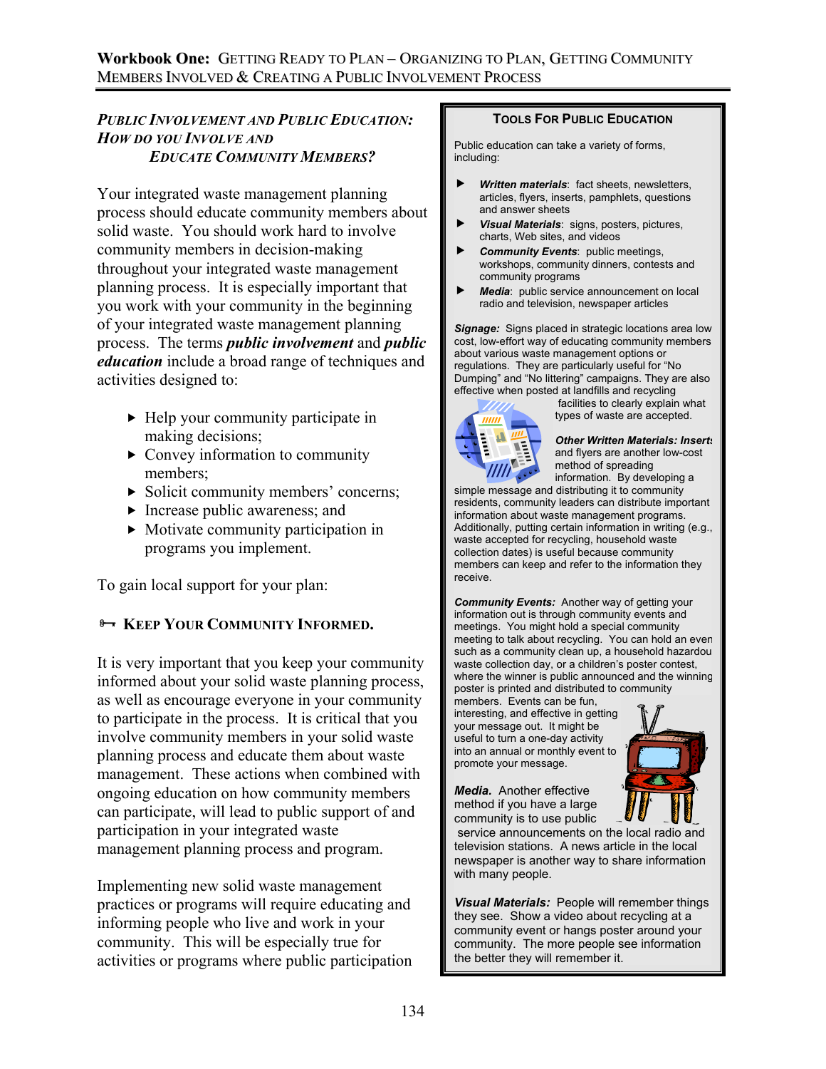## *Public Involvement and Public Education: How do you Involve and Educate Community Members?*

Your integrated waste management planning process should educate community members about solid waste. You should work hard to involve community members in decision-making throughout your integrated waste management planning process. It is especially important that you work with your community in the beginning of your integrated waste management planning process. The terms ***public involvement*** and ***public education*** include a broad range of techniques and activities designed to:

- Help your community participate in making decisions;
- Convey information to community members;
- Solicit community members' concerns;
- Increase public awareness; and
- Motivate community participation in programs you implement.

To gain local support for your plan:

### Keep Your Community Informed.

It is very important that you keep your community informed about your solid waste planning process, as well as encourage everyone in your community to participate in the process. It is critical that you involve community members in your solid waste planning process and educate them about waste management. These actions when combined with ongoing education on how community members can participate, will lead to public support of and participation in your integrated waste management planning process and program.

Implementing new solid waste management practices or programs will require educating and informing people who live and work in your community. This will be especially true for activities or programs where public participation

---

### Tools For Public Education

Public education can take a variety of forms, including:

- ***Written materials***: fact sheets, newsletters, articles, flyers, inserts, pamphlets, questions and answer sheets
- ***Visual Materials***: signs, posters, pictures, charts, Web sites, and videos
- ***Community Events***: public meetings, workshops, community dinners, contests and community programs
- ***Media***: public service announcement on local radio and television, newspaper articles

***Signage:*** Signs placed in strategic locations area low cost, low-effort way of educating community members about various waste management options or regulations. They are particularly useful for "No Dumping" and "No littering" campaigns. They are also effective when posted at landfills and recycling facilities to clearly explain what types of waste are accepted.

***Other Written Materials: Inserts*** and flyers are another low-cost method of spreading information. By developing a simple message and distributing it to community residents, community leaders can distribute important information about waste management programs. Additionally, putting certain information in writing (e.g., waste accepted for recycling, household waste collection dates) is useful because community members can keep and refer to the information they receive.

***Community Events:*** Another way of getting your information out is through community events and meetings. You might hold a special community meeting to talk about recycling. You can hold an event such as a community clean up, a household hazardous waste collection day, or a children's poster contest, where the winner is public announced and the winning poster is printed and distributed to community members. Events can be fun, interesting, and effective in getting your message out. It might be useful to turn a one-day activity into an annual or monthly event to promote your message.

***Media.*** Another effective method if you have a large community is to use public service announcements on the local radio and television stations. A news article in the local newspaper is another way to share information with many people.

***Visual Materials:*** People will remember things they see. Show a video about recycling at a community event or hangs poster around your community. The more people see information the better they will remember it.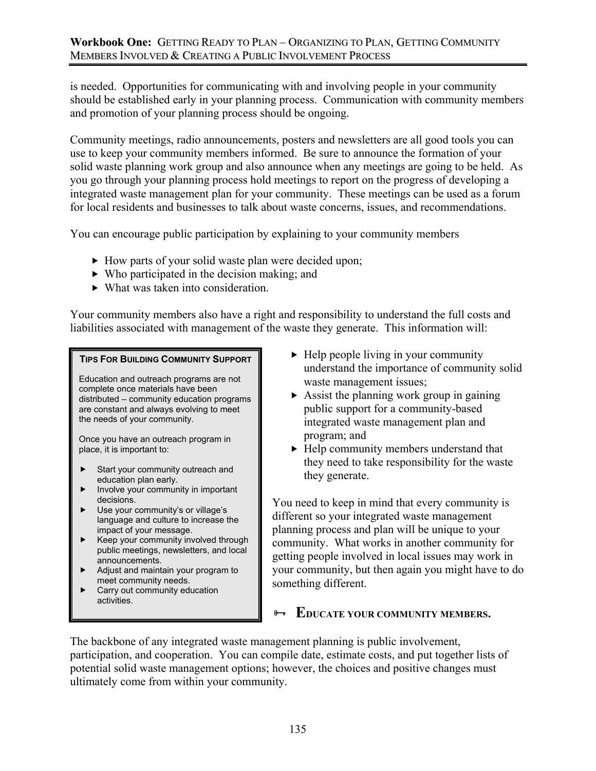is needed. Opportunities for communicating with and involving people in your community should be established early in your planning process. Communication with community members and promotion of your planning process should be ongoing.

Community meetings, radio announcements, posters and newsletters are all good tools you can use to keep your community members informed. Be sure to announce the formation of your solid waste planning work group and also announce when any meetings are going to be held. As you go through your planning process hold meetings to report on the progress of developing a integrated waste management plan for your community. These meetings can be used as a forum for local residents and businesses to talk about waste concerns, issues, and recommendations.

You can encourage public participation by explaining to your community members

- How parts of your solid waste plan were decided upon;
- Who participated in the decision making; and
- What was taken into consideration.

Your community members also have a right and responsibility to understand the full costs and liabilities associated with management of the waste they generate. This information will:

- Help people living in your community understand the importance of community solid waste management issues;
- Assist the planning work group in gaining public support for a community-based integrated waste management plan and program; and
- Help community members understand that they need to take responsibility for the waste they generate.

You need to keep in mind that every community is different so your integrated waste management planning process and plan will be unique to your community. What works in another community for getting people involved in local issues may work in your community, but then again you might have to do something different.

> **TIPS FOR BUILDING COMMUNITY SUPPORT**
>
> Education and outreach programs are not complete once materials have been distributed – community education programs are constant and always evolving to meet the needs of your community.
>
> Once you have an outreach program in place, it is important to:
>
> - Start your community outreach and education plan early.
> - Involve your community in important decisions.
> - Use your community's or village's language and culture to increase the impact of your message.
> - Keep your community involved through public meetings, newsletters, and local announcements.
> - Adjust and maintain your program to meet community needs.
> - Carry out community education activities.

### EDUCATE YOUR COMMUNITY MEMBERS.

The backbone of any integrated waste management planning is public involvement, participation, and cooperation. You can compile date, estimate costs, and put together lists of potential solid waste management options; however, the choices and positive changes must ultimately come from within your community.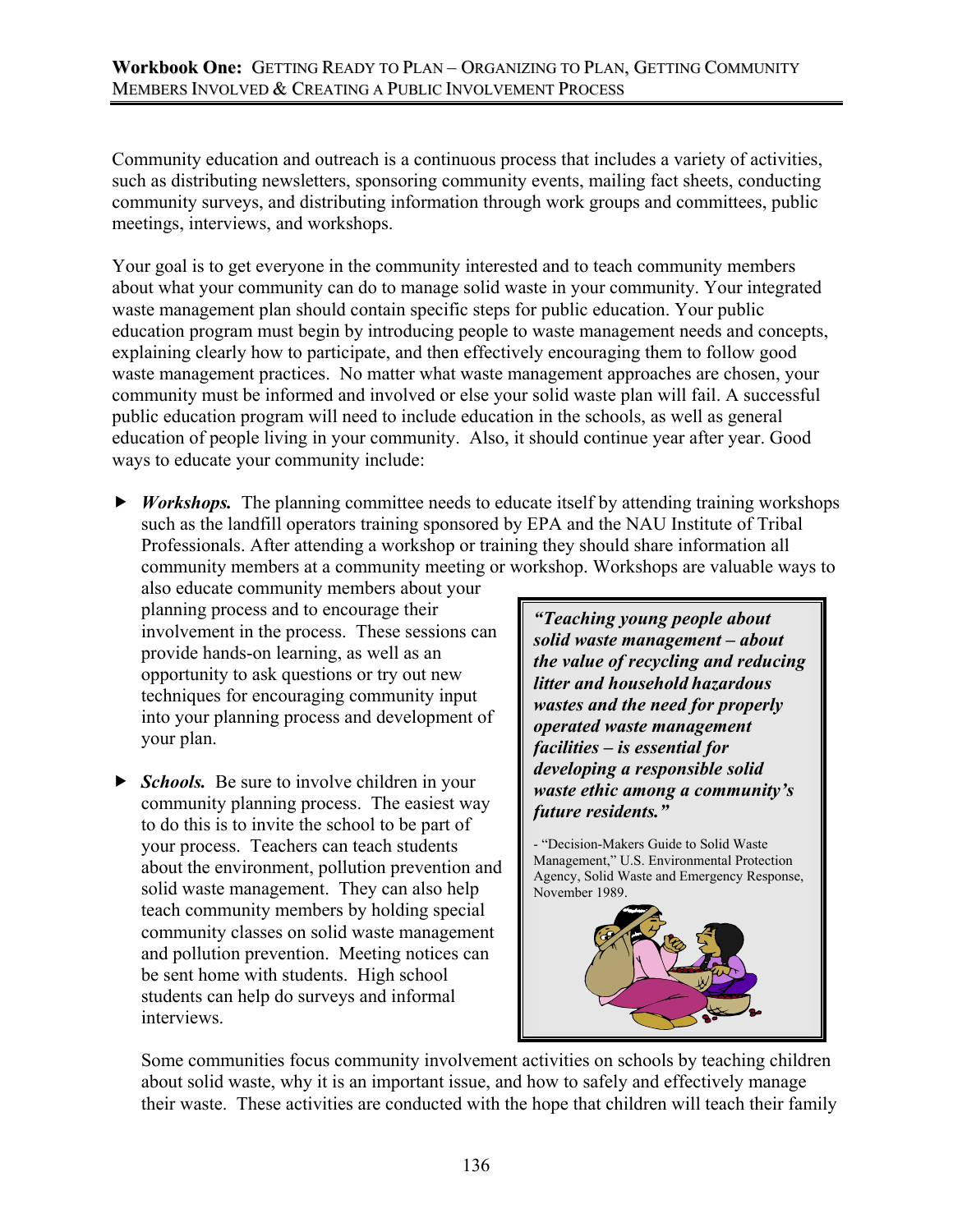Community education and outreach is a continuous process that includes a variety of activities, such as distributing newsletters, sponsoring community events, mailing fact sheets, conducting community surveys, and distributing information through work groups and committees, public meetings, interviews, and workshops.

Your goal is to get everyone in the community interested and to teach community members about what your community can do to manage solid waste in your community. Your integrated waste management plan should contain specific steps for public education. Your public education program must begin by introducing people to waste management needs and concepts, explaining clearly how to participate, and then effectively encouraging them to follow good waste management practices. No matter what waste management approaches are chosen, your community must be informed and involved or else your solid waste plan will fail. A successful public education program will need to include education in the schools, as well as general education of people living in your community. Also, it should continue year after year. Good ways to educate your community include:

- ***Workshops.*** The planning committee needs to educate itself by attending training workshops such as the landfill operators training sponsored by EPA and the NAU Institute of Tribal Professionals. After attending a workshop or training they should share information all community members at a community meeting or workshop. Workshops are valuable ways to also educate community members about your planning process and to encourage their involvement in the process. These sessions can provide hands-on learning, as well as an opportunity to ask questions or try out new techniques for encouraging community input into your planning process and development of your plan.

- ***Schools.*** Be sure to involve children in your community planning process. The easiest way to do this is to invite the school to be part of your process. Teachers can teach students about the environment, pollution prevention and solid waste management. They can also help teach community members by holding special community classes on solid waste management and pollution prevention. Meeting notices can be sent home with students. High school students can help do surveys and informal interviews.

> ***"Teaching young people about solid waste management – about the value of recycling and reducing litter and household hazardous wastes and the need for properly operated waste management facilities – is essential for developing a responsible solid waste ethic among a community's future residents."***
>
> - "Decision-Makers Guide to Solid Waste Management," U.S. Environmental Protection Agency, Solid Waste and Emergency Response, November 1989.

Some communities focus community involvement activities on schools by teaching children about solid waste, why it is an important issue, and how to safely and effectively manage their waste. These activities are conducted with the hope that children will teach their family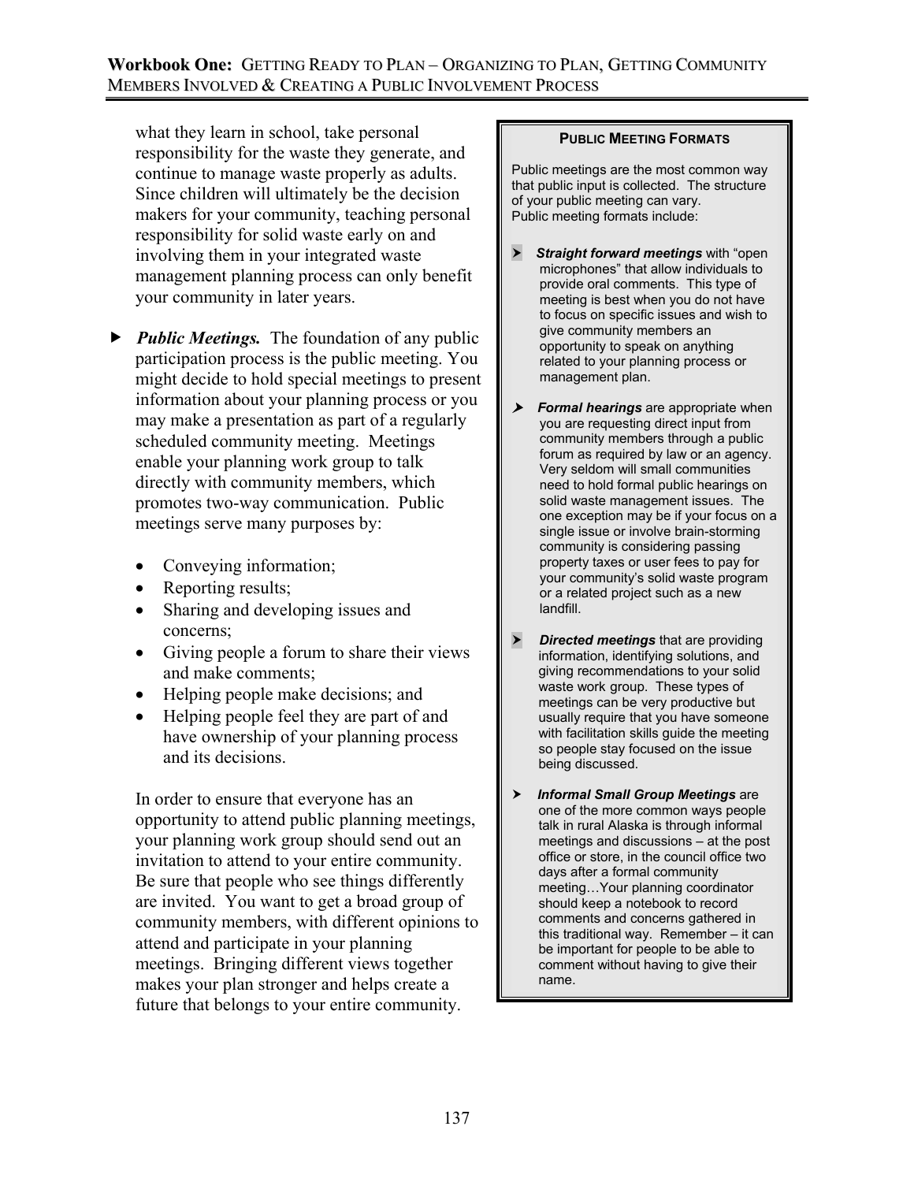what they learn in school, take personal responsibility for the waste they generate, and continue to manage waste properly as adults. Since children will ultimately be the decision makers for your community, teaching personal responsibility for solid waste early on and involving them in your integrated waste management planning process can only benefit your community in later years.

- ***Public Meetings.*** The foundation of any public participation process is the public meeting. You might decide to hold special meetings to present information about your planning process or you may make a presentation as part of a regularly scheduled community meeting. Meetings enable your planning work group to talk directly with community members, which promotes two-way communication. Public meetings serve many purposes by:

  - Conveying information;
  - Reporting results;
  - Sharing and developing issues and concerns;
  - Giving people a forum to share their views and make comments;
  - Helping people make decisions; and
  - Helping people feel they are part of and have ownership of your planning process and its decisions.

  In order to ensure that everyone has an opportunity to attend public planning meetings, your planning work group should send out an invitation to attend to your entire community. Be sure that people who see things differently are invited. You want to get a broad group of community members, with different opinions to attend and participate in your planning meetings. Bringing different views together makes your plan stronger and helps create a future that belongs to your entire community.

**PUBLIC MEETING FORMATS**

Public meetings are the most common way that public input is collected. The structure of your public meeting can vary.
Public meeting formats include:

- ***Straight forward meetings*** with "open microphones" that allow individuals to provide oral comments. This type of meeting is best when you do not have to focus on specific issues and wish to give community members an opportunity to speak on anything related to your planning process or management plan.
- ***Formal hearings*** are appropriate when you are requesting direct input from community members through a public forum as required by law or an agency. Very seldom will small communities need to hold formal public hearings on solid waste management issues. The one exception may be if your focus on a single issue or involve brain-storming community is considering passing property taxes or user fees to pay for your community's solid waste program or a related project such as a new landfill.
- ***Directed meetings*** that are providing information, identifying solutions, and giving recommendations to your solid waste work group. These types of meetings can be very productive but usually require that you have someone with facilitation skills guide the meeting so people stay focused on the issue being discussed.
- ***Informal Small Group Meetings*** are one of the more common ways people talk in rural Alaska is through informal meetings and discussions – at the post office or store, in the council office two days after a formal community meeting…Your planning coordinator should keep a notebook to record comments and concerns gathered in this traditional way. Remember – it can be important for people to be able to comment without having to give their name.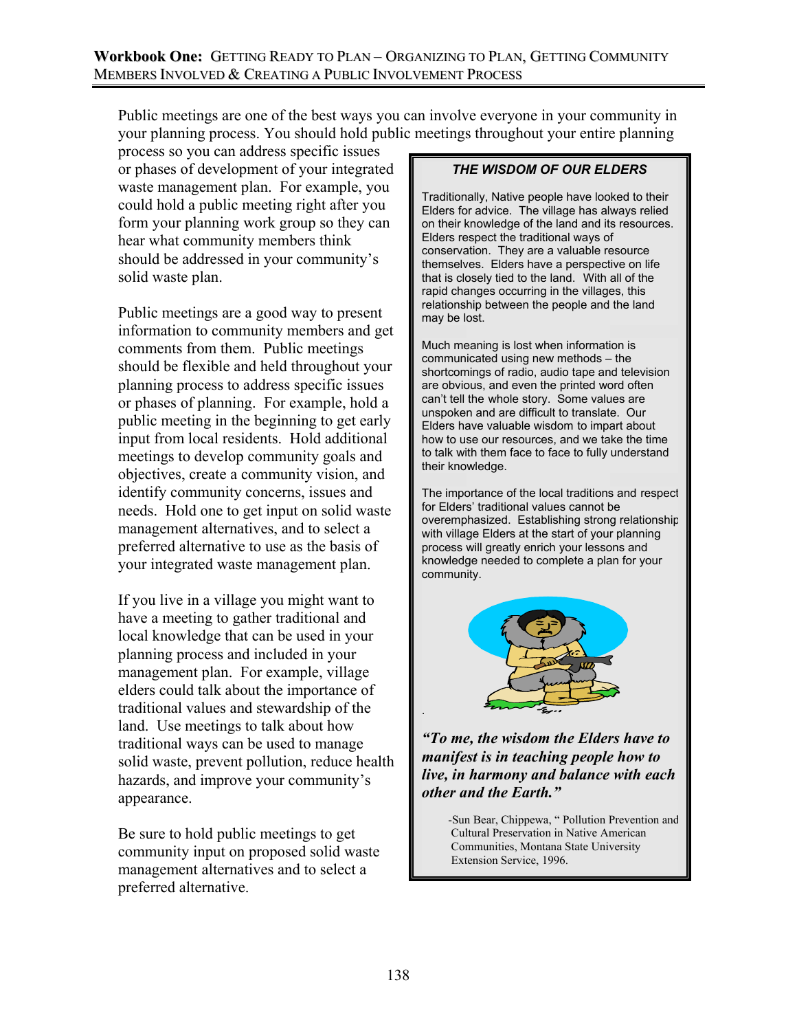Public meetings are one of the best ways you can involve everyone in your community in your planning process. You should hold public meetings throughout your entire planning process so you can address specific issues or phases of development of your integrated waste management plan. For example, you could hold a public meeting right after you form your planning work group so they can hear what community members think should be addressed in your community's solid waste plan.

Public meetings are a good way to present information to community members and get comments from them. Public meetings should be flexible and held throughout your planning process to address specific issues or phases of planning. For example, hold a public meeting in the beginning to get early input from local residents. Hold additional meetings to develop community goals and objectives, create a community vision, and identify community concerns, issues and needs. Hold one to get input on solid waste management alternatives, and to select a preferred alternative to use as the basis of your integrated waste management plan.

If you live in a village you might want to have a meeting to gather traditional and local knowledge that can be used in your planning process and included in your management plan. For example, village elders could talk about the importance of traditional values and stewardship of the land. Use meetings to talk about how traditional ways can be used to manage solid waste, prevent pollution, reduce health hazards, and improve your community's appearance.

Be sure to hold public meetings to get community input on proposed solid waste management alternatives and to select a preferred alternative.

---

***THE WISDOM OF OUR ELDERS***

Traditionally, Native people have looked to their Elders for advice. The village has always relied on their knowledge of the land and its resources. Elders respect the traditional ways of conservation. They are a valuable resource themselves. Elders have a perspective on life that is closely tied to the land. With all of the rapid changes occurring in the villages, this relationship between the people and the land may be lost.

Much meaning is lost when information is communicated using new methods – the shortcomings of radio, audio tape and television are obvious, and even the printed word often can't tell the whole story. Some values are unspoken and are difficult to translate. Our Elders have valuable wisdom to impart about how to use our resources, and we take the time to talk with them face to face to fully understand their knowledge.

The importance of the local traditions and respect for Elders' traditional values cannot be overemphasized. Establishing strong relationship with village Elders at the start of your planning process will greatly enrich your lessons and knowledge needed to complete a plan for your community.

***"To me, the wisdom the Elders have to manifest is in teaching people how to live, in harmony and balance with each other and the Earth."***

-Sun Bear, Chippewa, " Pollution Prevention and Cultural Preservation in Native American Communities, Montana State University Extension Service, 1996.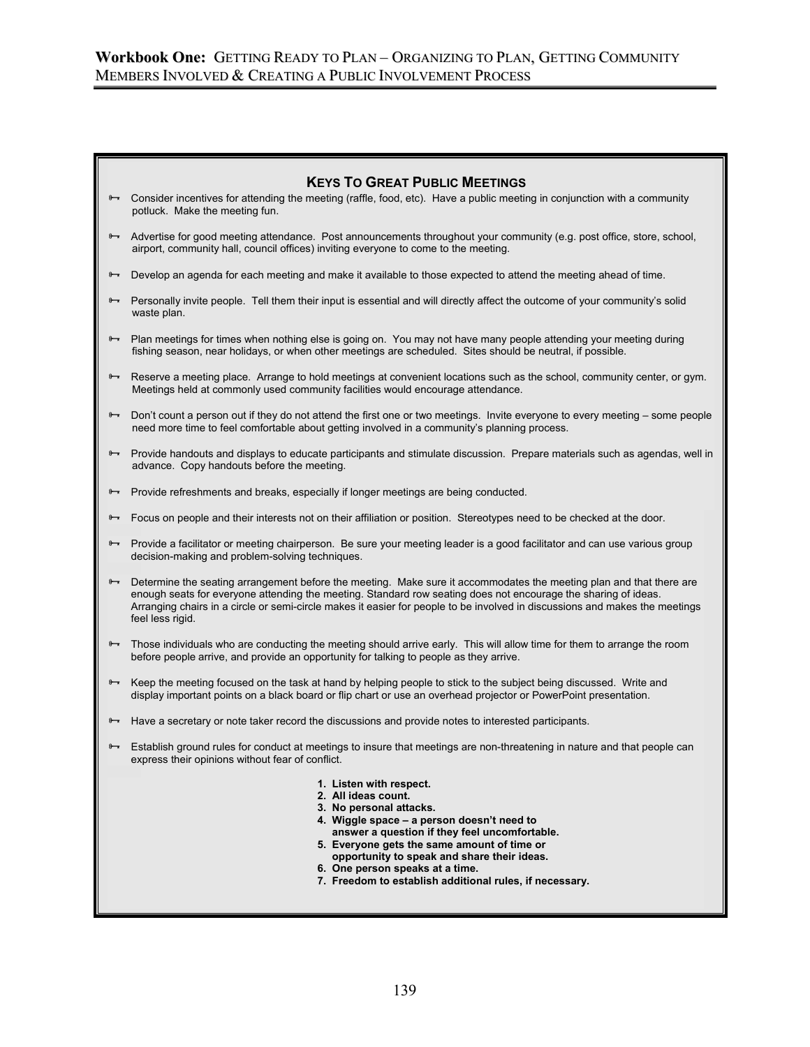## KEYS TO GREAT PUBLIC MEETINGS

- Consider incentives for attending the meeting (raffle, food, etc). Have a public meeting in conjunction with a community potluck. Make the meeting fun.
- Advertise for good meeting attendance. Post announcements throughout your community (e.g. post office, store, school, airport, community hall, council offices) inviting everyone to come to the meeting.
- Develop an agenda for each meeting and make it available to those expected to attend the meeting ahead of time.
- Personally invite people. Tell them their input is essential and will directly affect the outcome of your community's solid waste plan.
- Plan meetings for times when nothing else is going on. You may not have many people attending your meeting during fishing season, near holidays, or when other meetings are scheduled. Sites should be neutral, if possible.
- Reserve a meeting place. Arrange to hold meetings at convenient locations such as the school, community center, or gym. Meetings held at commonly used community facilities would encourage attendance.
- Don't count a person out if they do not attend the first one or two meetings. Invite everyone to every meeting – some people need more time to feel comfortable about getting involved in a community's planning process.
- Provide handouts and displays to educate participants and stimulate discussion. Prepare materials such as agendas, well in advance. Copy handouts before the meeting.
- Provide refreshments and breaks, especially if longer meetings are being conducted.
- Focus on people and their interests not on their affiliation or position. Stereotypes need to be checked at the door.
- Provide a facilitator or meeting chairperson. Be sure your meeting leader is a good facilitator and can use various group decision-making and problem-solving techniques.
- Determine the seating arrangement before the meeting. Make sure it accommodates the meeting plan and that there are enough seats for everyone attending the meeting. Standard row seating does not encourage the sharing of ideas. Arranging chairs in a circle or semi-circle makes it easier for people to be involved in discussions and makes the meetings feel less rigid.
- Those individuals who are conducting the meeting should arrive early. This will allow time for them to arrange the room before people arrive, and provide an opportunity for talking to people as they arrive.
- Keep the meeting focused on the task at hand by helping people to stick to the subject being discussed. Write and display important points on a black board or flip chart or use an overhead projector or PowerPoint presentation.
- Have a secretary or note taker record the discussions and provide notes to interested participants.
- Establish ground rules for conduct at meetings to insure that meetings are non-threatening in nature and that people can express their opinions without fear of conflict.

  1. **Listen with respect.**
  2. **All ideas count.**
  3. **No personal attacks.**
  4. **Wiggle space – a person doesn't need to answer a question if they feel uncomfortable.**
  5. **Everyone gets the same amount of time or opportunity to speak and share their ideas.**
  6. **One person speaks at a time.**
  7. **Freedom to establish additional rules, if necessary.**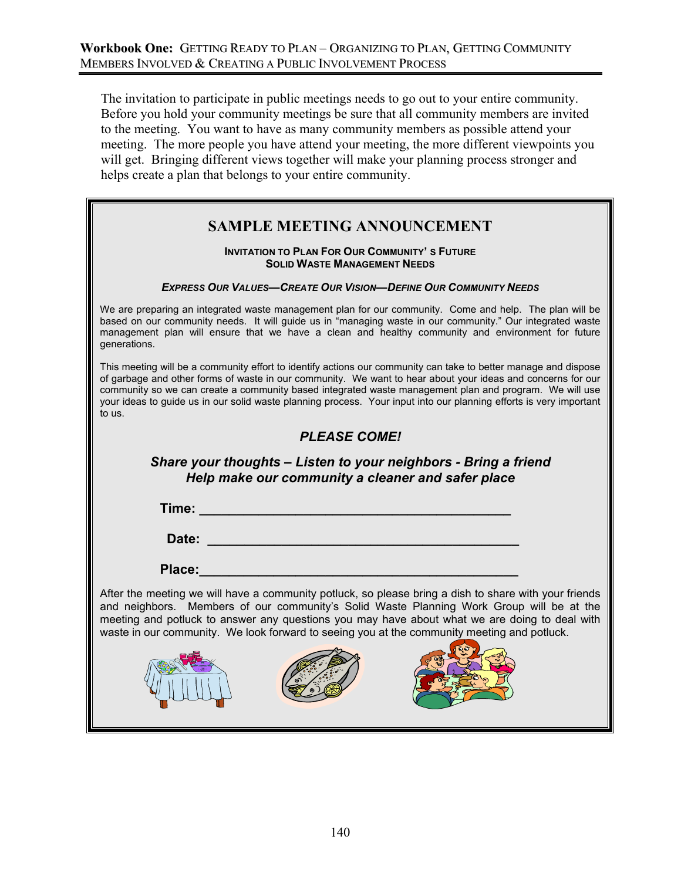The invitation to participate in public meetings needs to go out to your entire community. Before you hold your community meetings be sure that all community members are invited to the meeting. You want to have as many community members as possible attend your meeting. The more people you have attend your meeting, the more different viewpoints you will get. Bringing different views together will make your planning process stronger and helps create a plan that belongs to your entire community.

## SAMPLE MEETING ANNOUNCEMENT

**INVITATION TO PLAN FOR OUR COMMUNITY' S FUTURE**
**SOLID WASTE MANAGEMENT NEEDS**

***EXPRESS OUR VALUES—CREATE OUR VISION—DEFINE OUR COMMUNITY NEEDS***

We are preparing an integrated waste management plan for our community. Come and help. The plan will be based on our community needs. It will guide us in "managing waste in our community." Our integrated waste management plan will ensure that we have a clean and healthy community and environment for future generations.

This meeting will be a community effort to identify actions our community can take to better manage and dispose of garbage and other forms of waste in our community. We want to hear about your ideas and concerns for our community so we can create a community based integrated waste management plan and program. We will use your ideas to guide us in our solid waste planning process. Your input into our planning efforts is very important to us.

***PLEASE COME!***

***Share your thoughts – Listen to your neighbors - Bring a friend***
***Help make our community a cleaner and safer place***

**Time:** ________________________________________

**Date:** ________________________________________

**Place:**________________________________________

After the meeting we will have a community potluck, so please bring a dish to share with your friends and neighbors. Members of our community's Solid Waste Planning Work Group will be at the meeting and potluck to answer any questions you may have about what we are doing to deal with waste in our community. We look forward to seeing you at the community meeting and potluck.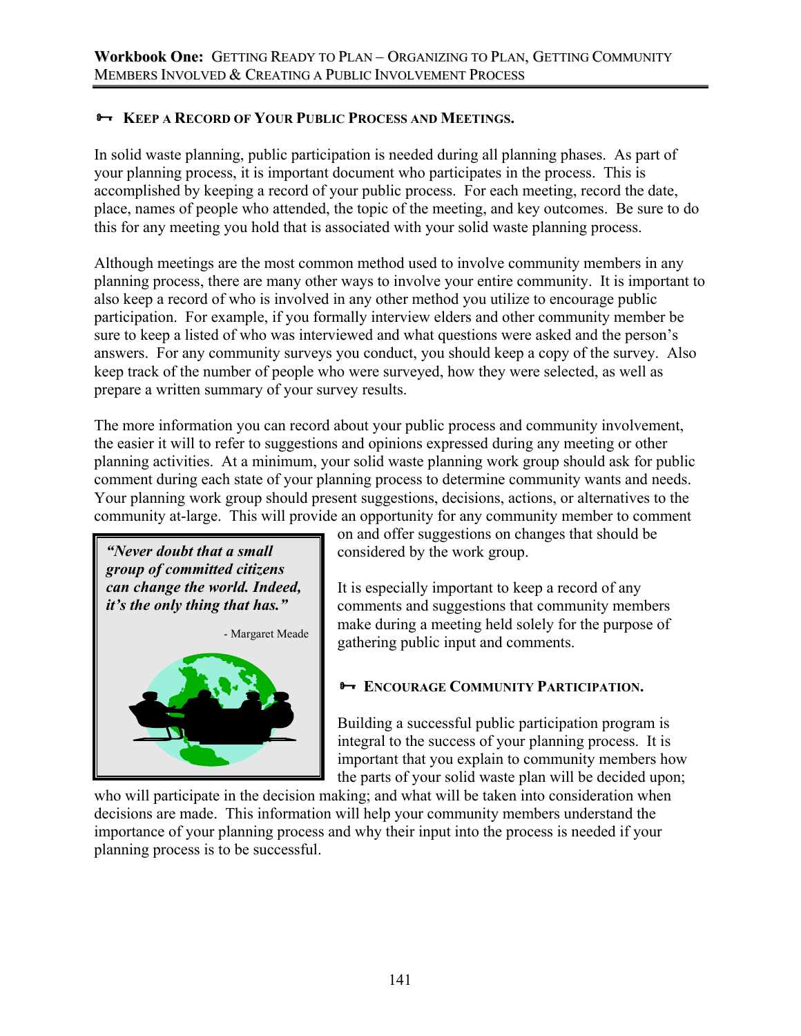## Keep a Record of Your Public Process and Meetings.

In solid waste planning, public participation is needed during all planning phases. As part of your planning process, it is important document who participates in the process. This is accomplished by keeping a record of your public process. For each meeting, record the date, place, names of people who attended, the topic of the meeting, and key outcomes. Be sure to do this for any meeting you hold that is associated with your solid waste planning process.

Although meetings are the most common method used to involve community members in any planning process, there are many other ways to involve your entire community. It is important to also keep a record of who is involved in any other method you utilize to encourage public participation. For example, if you formally interview elders and other community member be sure to keep a listed of who was interviewed and what questions were asked and the person's answers. For any community surveys you conduct, you should keep a copy of the survey. Also keep track of the number of people who were surveyed, how they were selected, as well as prepare a written summary of your survey results.

The more information you can record about your public process and community involvement, the easier it will to refer to suggestions and opinions expressed during any meeting or other planning activities. At a minimum, your solid waste planning work group should ask for public comment during each state of your planning process to determine community wants and needs. Your planning work group should present suggestions, decisions, actions, or alternatives to the community at-large. This will provide an opportunity for any community member to comment on and offer suggestions on changes that should be considered by the work group.

> ***"Never doubt that a small group of committed citizens can change the world. Indeed, it's the only thing that has."***
>
> \- Margaret Meade

It is especially important to keep a record of any comments and suggestions that community members make during a meeting held solely for the purpose of gathering public input and comments.

## Encourage Community Participation.

Building a successful public participation program is integral to the success of your planning process. It is important that you explain to community members how the parts of your solid waste plan will be decided upon; who will participate in the decision making; and what will be taken into consideration when decisions are made. This information will help your community members understand the importance of your planning process and why their input into the process is needed if your planning process is to be successful.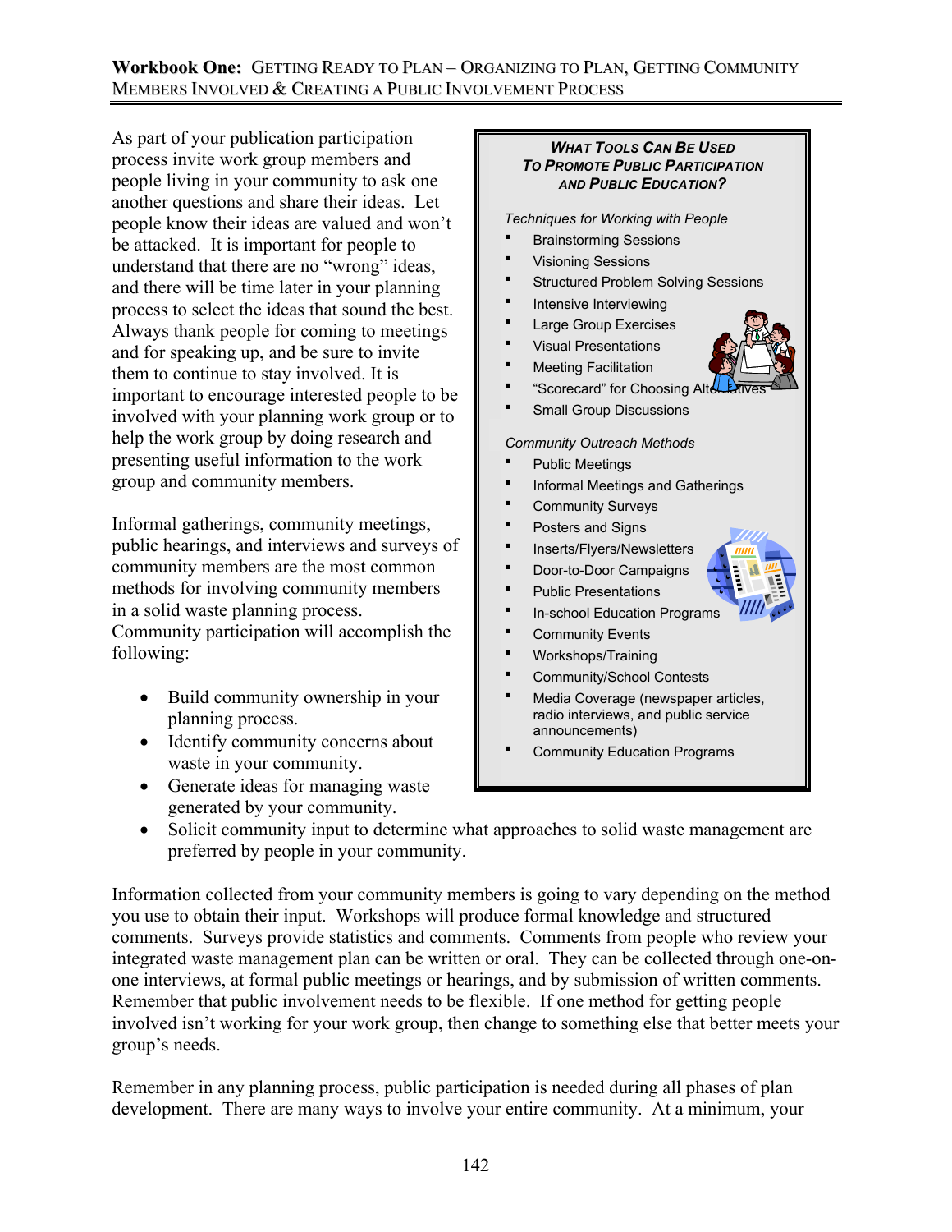As part of your publication participation process invite work group members and people living in your community to ask one another questions and share their ideas. Let people know their ideas are valued and won't be attacked. It is important for people to understand that there are no "wrong" ideas, and there will be time later in your planning process to select the ideas that sound the best. Always thank people for coming to meetings and for speaking up, and be sure to invite them to continue to stay involved. It is important to encourage interested people to be involved with your planning work group or to help the work group by doing research and presenting useful information to the work group and community members.

Informal gatherings, community meetings, public hearings, and interviews and surveys of community members are the most common methods for involving community members in a solid waste planning process. Community participation will accomplish the following:

- Build community ownership in your planning process.
- Identify community concerns about waste in your community.
- Generate ideas for managing waste generated by your community.
- Solicit community input to determine what approaches to solid waste management are preferred by people in your community.

> ***What Tools Can Be Used To Promote Public Participation and Public Education?***
>
> *Techniques for Working with People*
> - Brainstorming Sessions
> - Visioning Sessions
> - Structured Problem Solving Sessions
> - Intensive Interviewing
> - Large Group Exercises
> - Visual Presentations
> - Meeting Facilitation
> - "Scorecard" for Choosing Alternatives
> - Small Group Discussions
>
> *Community Outreach Methods*
> - Public Meetings
> - Informal Meetings and Gatherings
> - Community Surveys
> - Posters and Signs
> - Inserts/Flyers/Newsletters
> - Door-to-Door Campaigns
> - Public Presentations
> - In-school Education Programs
> - Community Events
> - Workshops/Training
> - Community/School Contests
> - Media Coverage (newspaper articles, radio interviews, and public service announcements)
> - Community Education Programs

Information collected from your community members is going to vary depending on the method you use to obtain their input. Workshops will produce formal knowledge and structured comments. Surveys provide statistics and comments. Comments from people who review your integrated waste management plan can be written or oral. They can be collected through one-on-one interviews, at formal public meetings or hearings, and by submission of written comments. Remember that public involvement needs to be flexible. If one method for getting people involved isn't working for your work group, then change to something else that better meets your group's needs.

Remember in any planning process, public participation is needed during all phases of plan development. There are many ways to involve your entire community. At a minimum, your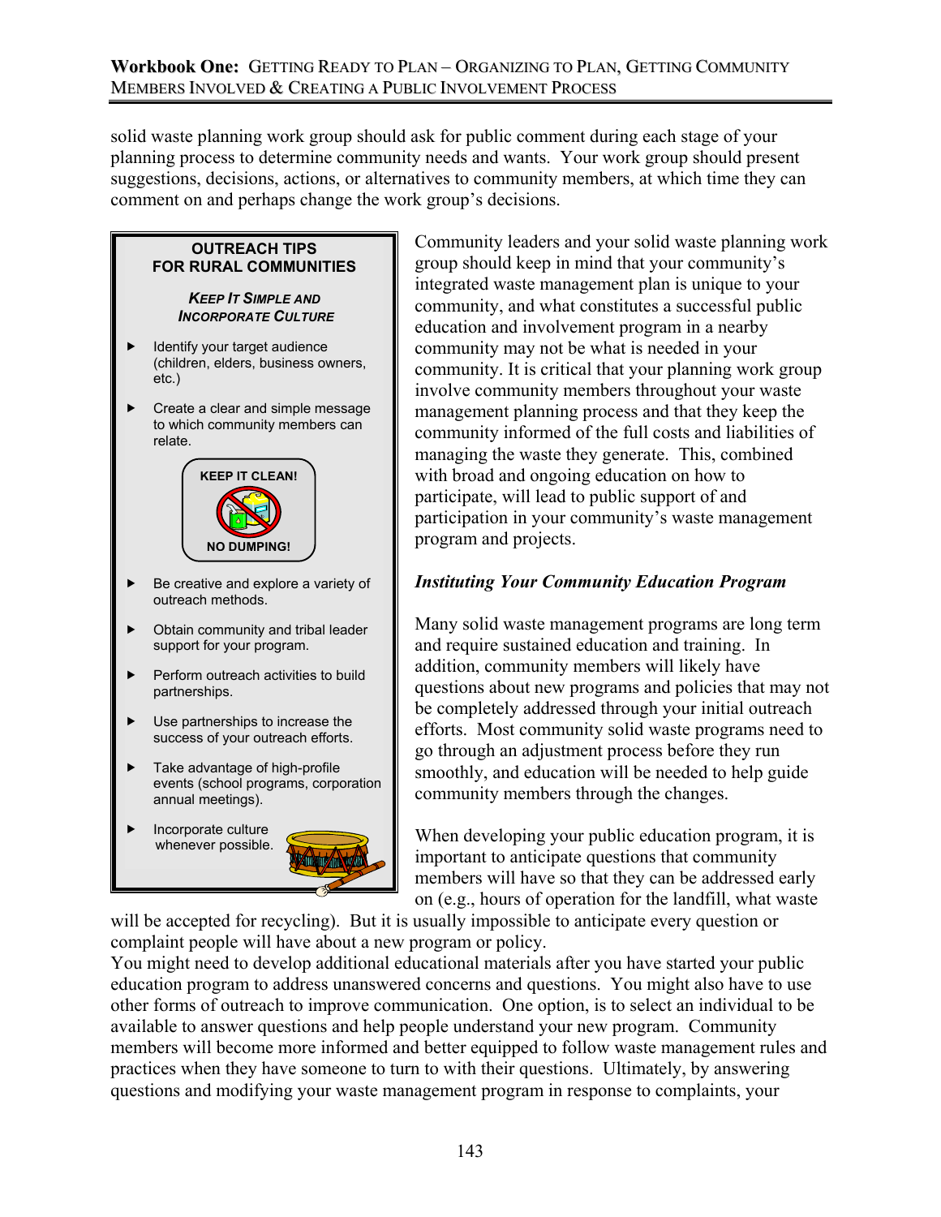solid waste planning work group should ask for public comment during each stage of your planning process to determine community needs and wants. Your work group should present suggestions, decisions, actions, or alternatives to community members, at which time they can comment on and perhaps change the work group's decisions.

> **OUTREACH TIPS FOR RURAL COMMUNITIES**
>
> ***KEEP IT SIMPLE AND INCORPORATE CULTURE***
>
> - Identify your target audience (children, elders, business owners, etc.)
> - Create a clear and simple message to which community members can relate.
>
> **KEEP IT CLEAN!**
> **NO DUMPING!**
>
> - Be creative and explore a variety of outreach methods.
> - Obtain community and tribal leader support for your program.
> - Perform outreach activities to build partnerships.
> - Use partnerships to increase the success of your outreach efforts.
> - Take advantage of high-profile events (school programs, corporation annual meetings).
> - Incorporate culture whenever possible.

Community leaders and your solid waste planning work group should keep in mind that your community's integrated waste management plan is unique to your community, and what constitutes a successful public education and involvement program in a nearby community may not be what is needed in your community. It is critical that your planning work group involve community members throughout your waste management planning process and that they keep the community informed of the full costs and liabilities of managing the waste they generate. This, combined with broad and ongoing education on how to participate, will lead to public support of and participation in your community's waste management program and projects.

### *Instituting Your Community Education Program*

Many solid waste management programs are long term and require sustained education and training. In addition, community members will likely have questions about new programs and policies that may not be completely addressed through your initial outreach efforts. Most community solid waste programs need to go through an adjustment process before they run smoothly, and education will be needed to help guide community members through the changes.

When developing your public education program, it is important to anticipate questions that community members will have so that they can be addressed early on (e.g., hours of operation for the landfill, what waste will be accepted for recycling). But it is usually impossible to anticipate every question or complaint people will have about a new program or policy.

You might need to develop additional educational materials after you have started your public education program to address unanswered concerns and questions. You might also have to use other forms of outreach to improve communication. One option, is to select an individual to be available to answer questions and help people understand your new program. Community members will become more informed and better equipped to follow waste management rules and practices when they have someone to turn to with their questions. Ultimately, by answering questions and modifying your waste management program in response to complaints, your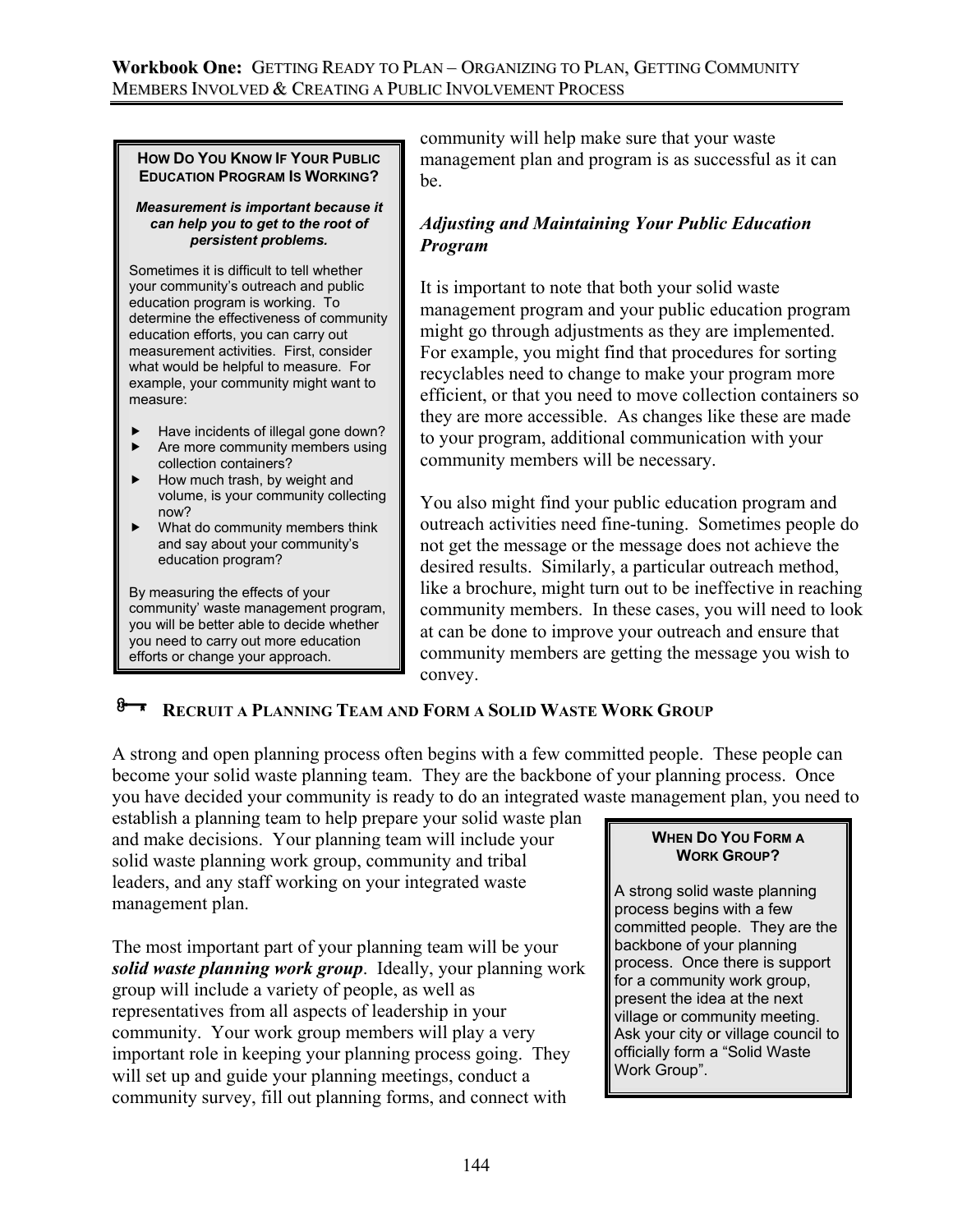**How Do You Know If Your Public Education Program Is Working?**

***Measurement is important because it can help you to get to the root of persistent problems.***

Sometimes it is difficult to tell whether your community's outreach and public education program is working. To determine the effectiveness of community education efforts, you can carry out measurement activities. First, consider what would be helpful to measure. For example, your community might want to measure:

- Have incidents of illegal gone down?
- Are more community members using collection containers?
- How much trash, by weight and volume, is your community collecting now?
- What do community members think and say about your community's education program?

By measuring the effects of your community' waste management program, you will be better able to decide whether you need to carry out more education efforts or change your approach.

community will help make sure that your waste management plan and program is as successful as it can be.

### *Adjusting and Maintaining Your Public Education Program*

It is important to note that both your solid waste management program and your public education program might go through adjustments as they are implemented. For example, you might find that procedures for sorting recyclables need to change to make your program more efficient, or that you need to move collection containers so they are more accessible. As changes like these are made to your program, additional communication with your community members will be necessary.

You also might find your public education program and outreach activities need fine-tuning. Sometimes people do not get the message or the message does not achieve the desired results. Similarly, a particular outreach method, like a brochure, might turn out to be ineffective in reaching community members. In these cases, you will need to look at can be done to improve your outreach and ensure that community members are getting the message you wish to convey.

## Recruit a Planning Team and Form a Solid Waste Work Group

A strong and open planning process often begins with a few committed people. These people can become your solid waste planning team. They are the backbone of your planning process. Once you have decided your community is ready to do an integrated waste management plan, you need to establish a planning team to help prepare your solid waste plan and make decisions. Your planning team will include your solid waste planning work group, community and tribal leaders, and any staff working on your integrated waste management plan.

The most important part of your planning team will be your ***solid waste planning work group***. Ideally, your planning work group will include a variety of people, as well as representatives from all aspects of leadership in your community. Your work group members will play a very important role in keeping your planning process going. They will set up and guide your planning meetings, conduct a community survey, fill out planning forms, and connect with

**When Do You Form a Work Group?**

A strong solid waste planning process begins with a few committed people. They are the backbone of your planning process. Once there is support for a community work group, present the idea at the next village or community meeting. Ask your city or village council to officially form a "Solid Waste Work Group".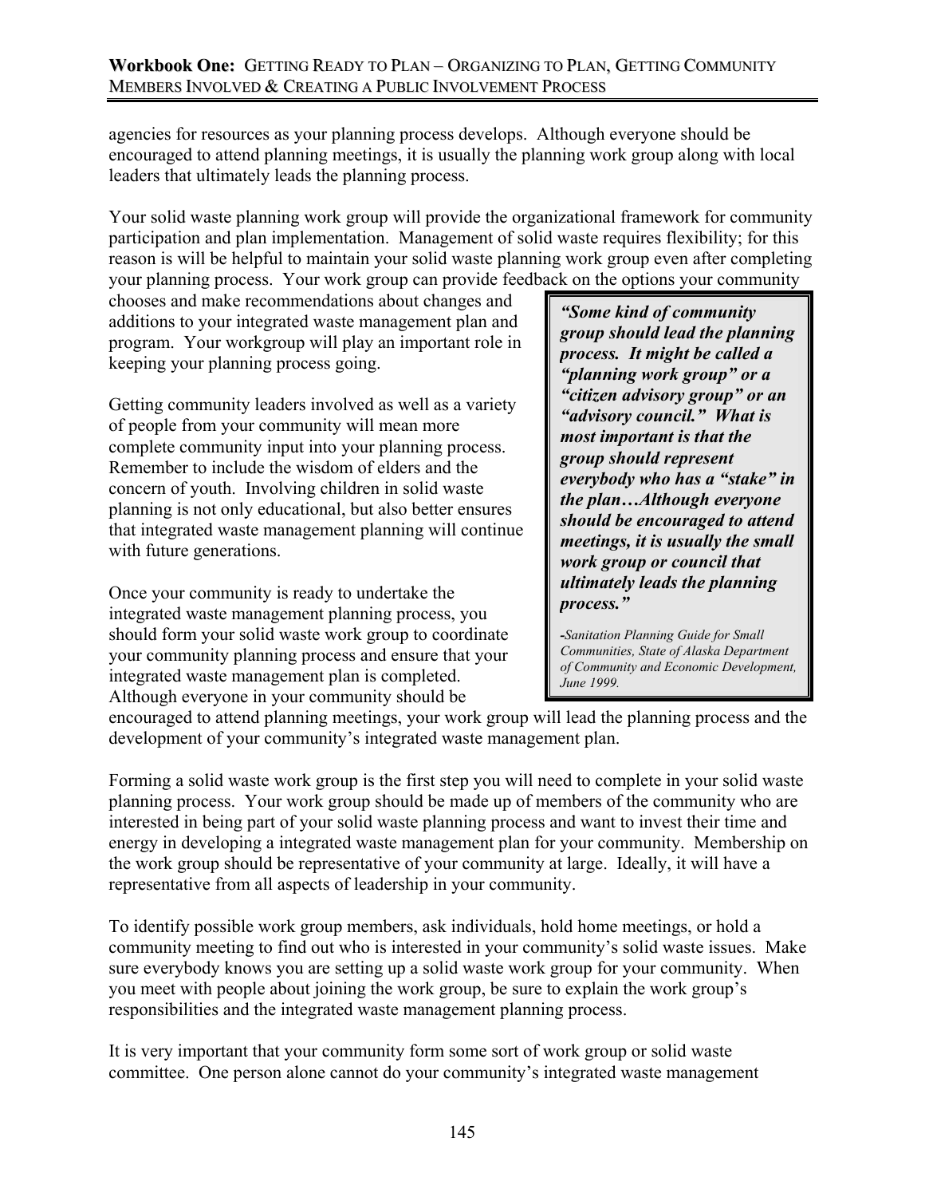agencies for resources as your planning process develops. Although everyone should be encouraged to attend planning meetings, it is usually the planning work group along with local leaders that ultimately leads the planning process.

Your solid waste planning work group will provide the organizational framework for community participation and plan implementation. Management of solid waste requires flexibility; for this reason is will be helpful to maintain your solid waste planning work group even after completing your planning process. Your work group can provide feedback on the options your community chooses and make recommendations about changes and additions to your integrated waste management plan and program. Your workgroup will play an important role in keeping your planning process going.

> ***"Some kind of community group should lead the planning process. It might be called a "planning work group" or a "citizen advisory group" or an "advisory council." What is most important is that the group should represent everybody who has a "stake" in the plan…Although everyone should be encouraged to attend meetings, it is usually the small work group or council that ultimately leads the planning process."***
>
> *-Sanitation Planning Guide for Small Communities, State of Alaska Department of Community and Economic Development, June 1999.*

Getting community leaders involved as well as a variety of people from your community will mean more complete community input into your planning process. Remember to include the wisdom of elders and the concern of youth. Involving children in solid waste planning is not only educational, but also better ensures that integrated waste management planning will continue with future generations.

Once your community is ready to undertake the integrated waste management planning process, you should form your solid waste work group to coordinate your community planning process and ensure that your integrated waste management plan is completed. Although everyone in your community should be encouraged to attend planning meetings, your work group will lead the planning process and the development of your community's integrated waste management plan.

Forming a solid waste work group is the first step you will need to complete in your solid waste planning process. Your work group should be made up of members of the community who are interested in being part of your solid waste planning process and want to invest their time and energy in developing a integrated waste management plan for your community. Membership on the work group should be representative of your community at large. Ideally, it will have a representative from all aspects of leadership in your community.

To identify possible work group members, ask individuals, hold home meetings, or hold a community meeting to find out who is interested in your community's solid waste issues. Make sure everybody knows you are setting up a solid waste work group for your community. When you meet with people about joining the work group, be sure to explain the work group's responsibilities and the integrated waste management planning process.

It is very important that your community form some sort of work group or solid waste committee. One person alone cannot do your community's integrated waste management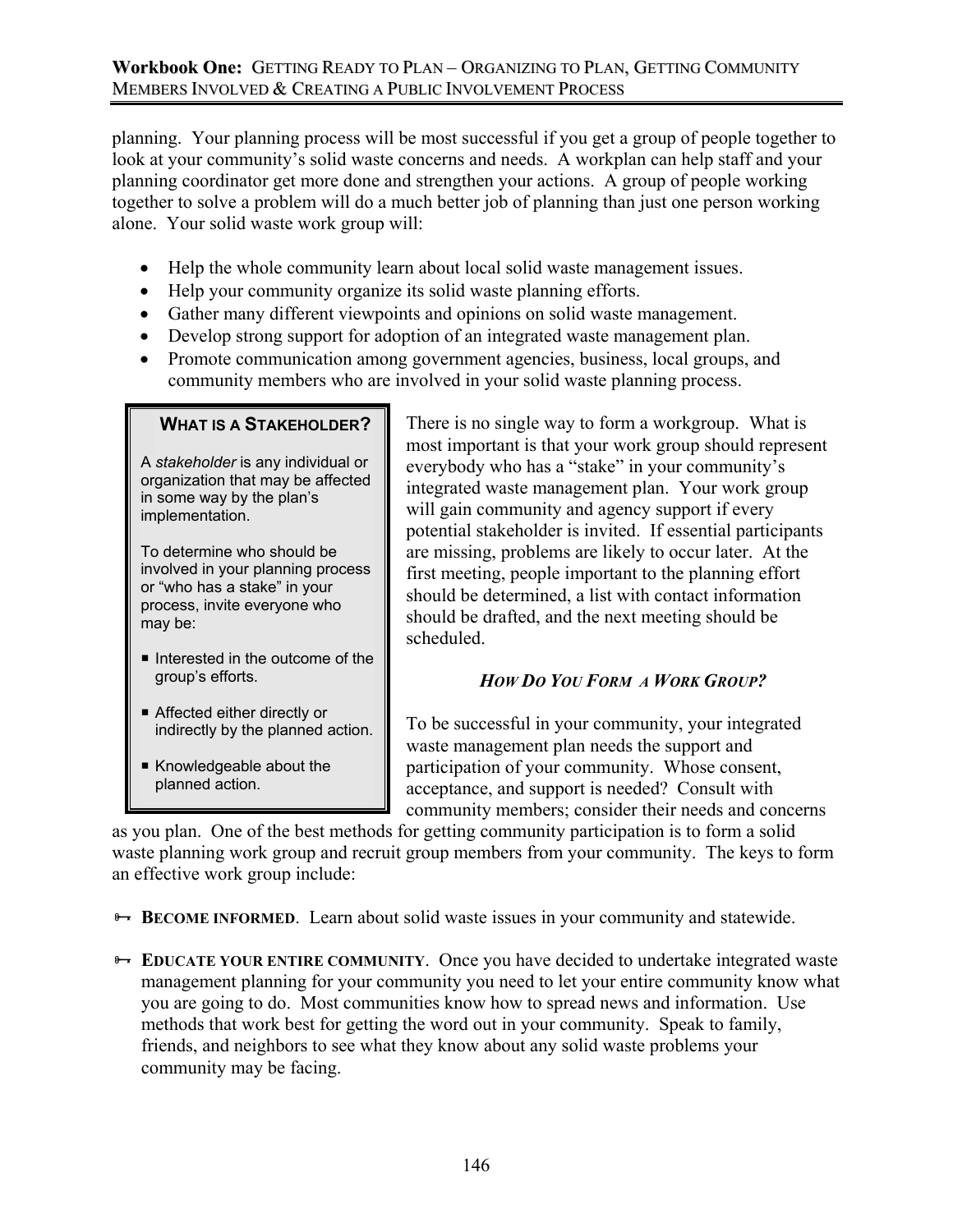planning. Your planning process will be most successful if you get a group of people together to look at your community's solid waste concerns and needs. A workplan can help staff and your planning coordinator get more done and strengthen your actions. A group of people working together to solve a problem will do a much better job of planning than just one person working alone. Your solid waste work group will:

- Help the whole community learn about local solid waste management issues.
- Help your community organize its solid waste planning efforts.
- Gather many different viewpoints and opinions on solid waste management.
- Develop strong support for adoption of an integrated waste management plan.
- Promote communication among government agencies, business, local groups, and community members who are involved in your solid waste planning process.

> **WHAT IS A STAKEHOLDER?**
>
> A *stakeholder* is any individual or organization that may be affected in some way by the plan's implementation.
>
> To determine who should be involved in your planning process or "who has a stake" in your process, invite everyone who may be:
>
> - Interested in the outcome of the group's efforts.
> - Affected either directly or indirectly by the planned action.
> - Knowledgeable about the planned action.

There is no single way to form a workgroup. What is most important is that your work group should represent everybody who has a "stake" in your community's integrated waste management plan. Your work group will gain community and agency support if every potential stakeholder is invited. If essential participants are missing, problems are likely to occur later. At the first meeting, people important to the planning effort should be determined, a list with contact information should be drafted, and the next meeting should be scheduled.

### *HOW DO YOU FORM A WORK GROUP?*

To be successful in your community, your integrated waste management plan needs the support and participation of your community. Whose consent, acceptance, and support is needed? Consult with community members; consider their needs and concerns as you plan. One of the best methods for getting community participation is to form a solid waste planning work group and recruit group members from your community. The keys to form an effective work group include:

- **BECOME INFORMED**. Learn about solid waste issues in your community and statewide.
- **EDUCATE YOUR ENTIRE COMMUNITY**. Once you have decided to undertake integrated waste management planning for your community you need to let your entire community know what you are going to do. Most communities know how to spread news and information. Use methods that work best for getting the word out in your community. Speak to family, friends, and neighbors to see what they know about any solid waste problems your community may be facing.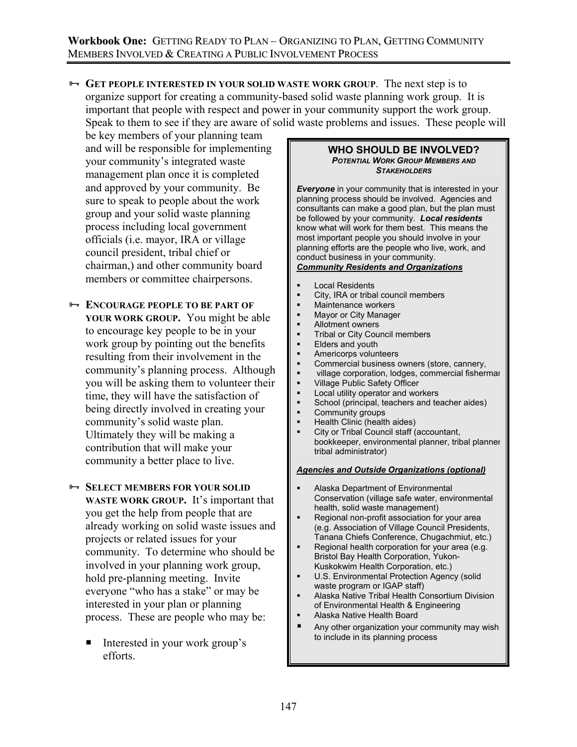- **GET PEOPLE INTERESTED IN YOUR SOLID WASTE WORK GROUP**. The next step is to organize support for creating a community-based solid waste planning work group. It is important that people with respect and power in your community support the work group. Speak to them to see if they are aware of solid waste problems and issues. These people will be key members of your planning team and will be responsible for implementing your community's integrated waste management plan once it is completed and approved by your community. Be sure to speak to people about the work group and your solid waste planning process including local government officials (i.e. mayor, IRA or village council president, tribal chief or chairman,) and other community board members or committee chairpersons.

- **ENCOURAGE PEOPLE TO BE PART OF YOUR WORK GROUP.** You might be able to encourage key people to be in your work group by pointing out the benefits resulting from their involvement in the community's planning process. Although you will be asking them to volunteer their time, they will have the satisfaction of being directly involved in creating your community's solid waste plan. Ultimately they will be making a contribution that will make your community a better place to live.

- **SELECT MEMBERS FOR YOUR SOLID WASTE WORK GROUP.** It's important that you get the help from people that are already working on solid waste issues and projects or related issues for your community. To determine who should be involved in your planning work group, hold pre-planning meeting. Invite everyone "who has a stake" or may be interested in your plan or planning process. These are people who may be:

  - Interested in your work group's efforts.

> **WHO SHOULD BE INVOLVED?**
> ***POTENTIAL WORK GROUP MEMBERS AND STAKEHOLDERS***
>
> ***Everyone*** in your community that is interested in your planning process should be involved. Agencies and consultants can make a good plan, but the plan must be followed by your community. ***Local residents*** know what will work for them best. This means the most important people you should involve in your planning efforts are the people who live, work, and conduct business in your community.
>
> ***Community Residents and Organizations***
>
> - Local Residents
> - City, IRA or tribal council members
> - Maintenance workers
> - Mayor or City Manager
> - Allotment owners
> - Tribal or City Council members
> - Elders and youth
> - Americorps volunteers
> - Commercial business owners (store, cannery,
> - village corporation, lodges, commercial fisherman
> - Village Public Safety Officer
> - Local utility operator and workers
> - School (principal, teachers and teacher aides)
> - Community groups
> - Health Clinic (health aides)
> - City or Tribal Council staff (accountant, bookkeeper, environmental planner, tribal planner tribal administrator)
>
> ***Agencies and Outside Organizations (optional)***
>
> - Alaska Department of Environmental Conservation (village safe water, environmental health, solid waste management)
> - Regional non-profit association for your area (e.g. Association of Village Council Presidents, Tanana Chiefs Conference, Chugachmiut, etc.)
> - Regional health corporation for your area (e.g. Bristol Bay Health Corporation, Yukon-Kuskokwim Health Corporation, etc.)
> - U.S. Environmental Protection Agency (solid waste program or IGAP staff)
> - Alaska Native Tribal Health Consortium Division of Environmental Health & Engineering
> - Alaska Native Health Board
> - Any other organization your community may wish to include in its planning process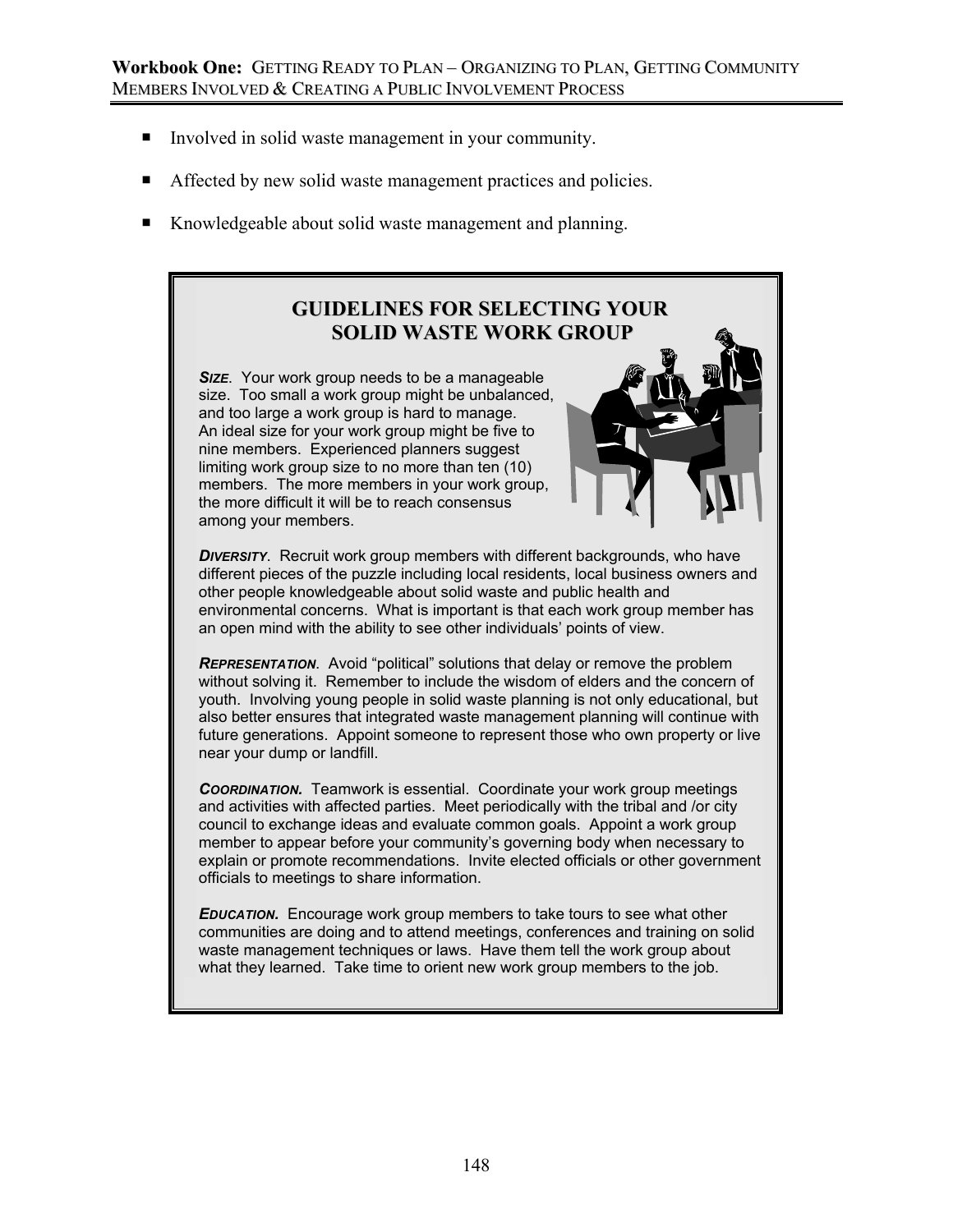- Involved in solid waste management in your community.
- Affected by new solid waste management practices and policies.
- Knowledgeable about solid waste management and planning.

## GUIDELINES FOR SELECTING YOUR SOLID WASTE WORK GROUP

***SIZE***. Your work group needs to be a manageable size. Too small a work group might be unbalanced, and too large a work group is hard to manage. An ideal size for your work group might be five to nine members. Experienced planners suggest limiting work group size to no more than ten (10) members. The more members in your work group, the more difficult it will be to reach consensus among your members.

***DIVERSITY***. Recruit work group members with different backgrounds, who have different pieces of the puzzle including local residents, local business owners and other people knowledgeable about solid waste and public health and environmental concerns. What is important is that each work group member has an open mind with the ability to see other individuals' points of view.

***REPRESENTATION***. Avoid "political" solutions that delay or remove the problem without solving it. Remember to include the wisdom of elders and the concern of youth. Involving young people in solid waste planning is not only educational, but also better ensures that integrated waste management planning will continue with future generations. Appoint someone to represent those who own property or live near your dump or landfill.

***COORDINATION.*** Teamwork is essential. Coordinate your work group meetings and activities with affected parties. Meet periodically with the tribal and /or city council to exchange ideas and evaluate common goals. Appoint a work group member to appear before your community's governing body when necessary to explain or promote recommendations. Invite elected officials or other government officials to meetings to share information.

***EDUCATION.*** Encourage work group members to take tours to see what other communities are doing and to attend meetings, conferences and training on solid waste management techniques or laws. Have them tell the work group about what they learned. Take time to orient new work group members to the job.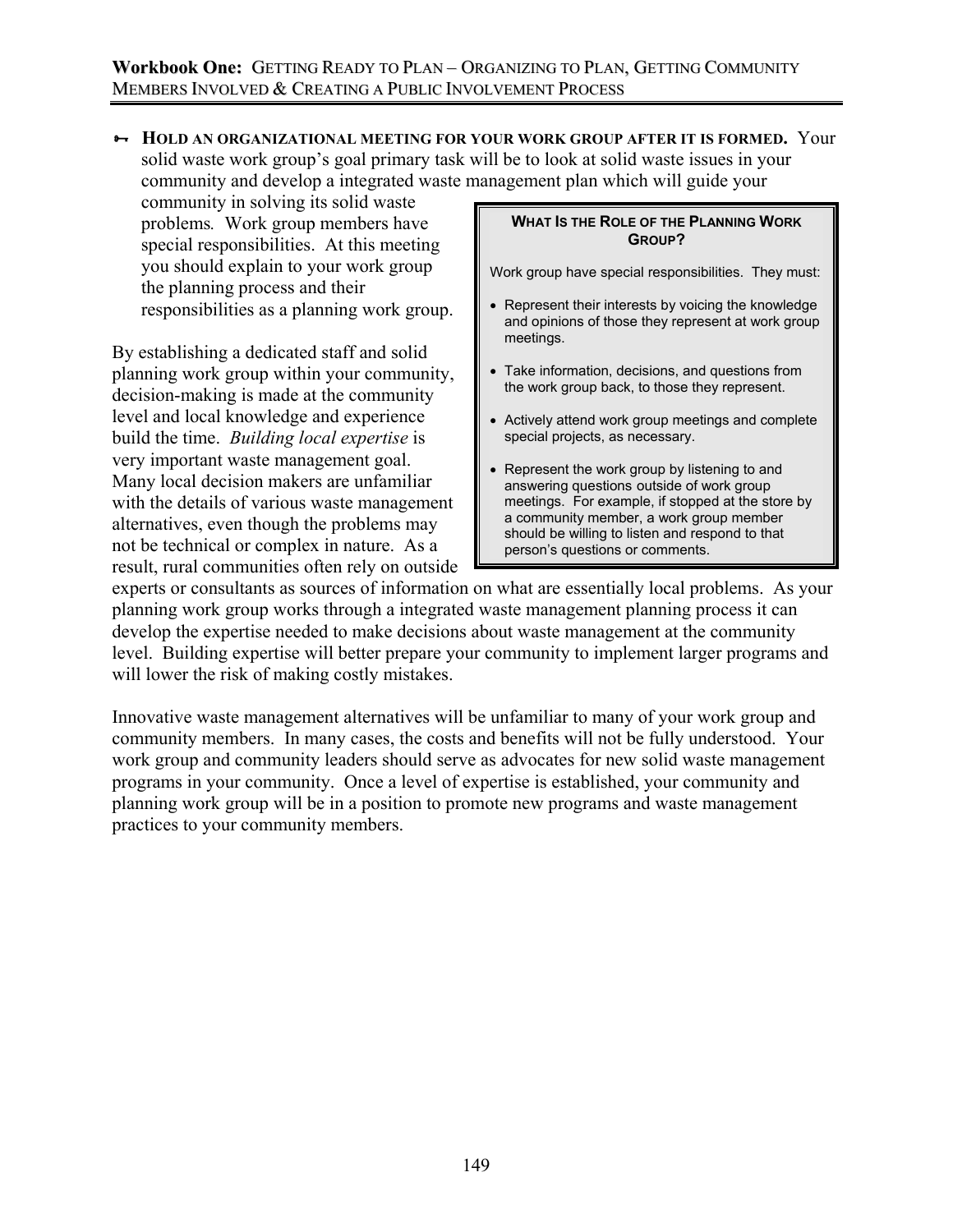🗝 **HOLD AN ORGANIZATIONAL MEETING FOR YOUR WORK GROUP AFTER IT IS FORMED.** Your solid waste work group's goal primary task will be to look at solid waste issues in your community and develop a integrated waste management plan which will guide your community in solving its solid waste problems. Work group members have special responsibilities. At this meeting you should explain to your work group the planning process and their responsibilities as a planning work group.

> **WHAT IS THE ROLE OF THE PLANNING WORK GROUP?**
>
> Work group have special responsibilities. They must:
>
> - Represent their interests by voicing the knowledge and opinions of those they represent at work group meetings.
> - Take information, decisions, and questions from the work group back, to those they represent.
> - Actively attend work group meetings and complete special projects, as necessary.
> - Represent the work group by listening to and answering questions outside of work group meetings. For example, if stopped at the store by a community member, a work group member should be willing to listen and respond to that person's questions or comments.

By establishing a dedicated staff and solid planning work group within your community, decision-making is made at the community level and local knowledge and experience build the time. *Building local expertise* is very important waste management goal. Many local decision makers are unfamiliar with the details of various waste management alternatives, even though the problems may not be technical or complex in nature. As a result, rural communities often rely on outside experts or consultants as sources of information on what are essentially local problems. As your planning work group works through a integrated waste management planning process it can develop the expertise needed to make decisions about waste management at the community level. Building expertise will better prepare your community to implement larger programs and will lower the risk of making costly mistakes.

Innovative waste management alternatives will be unfamiliar to many of your work group and community members. In many cases, the costs and benefits will not be fully understood. Your work group and community leaders should serve as advocates for new solid waste management programs in your community. Once a level of expertise is established, your community and planning work group will be in a position to promote new programs and waste management practices to your community members.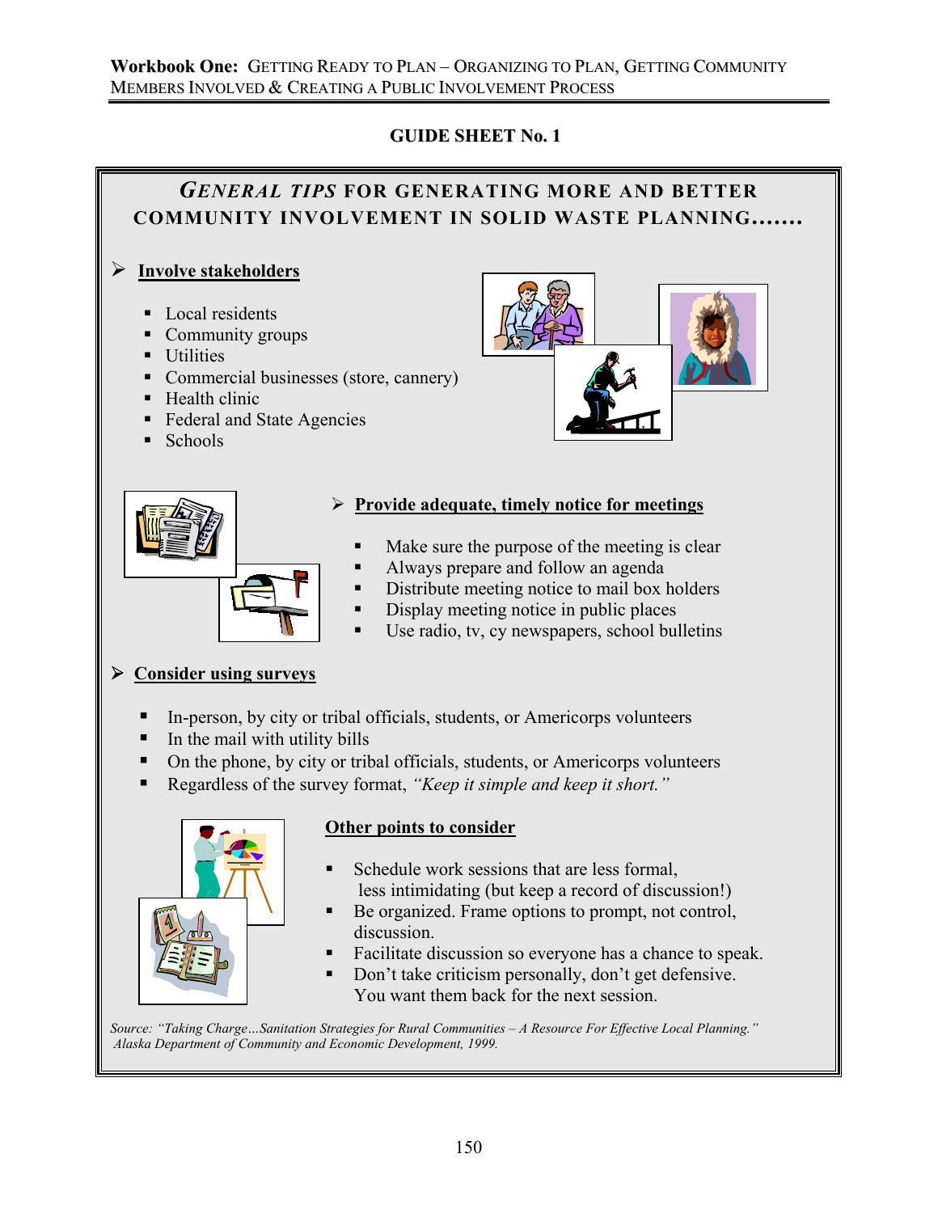## GUIDE SHEET No. 1

### *GENERAL TIPS* FOR GENERATING MORE AND BETTER COMMUNITY INVOLVEMENT IN SOLID WASTE PLANNING.......

➢ **Involve stakeholders**

- Local residents
- Community groups
- Utilities
- Commercial businesses (store, cannery)
- Health clinic
- Federal and State Agencies
- Schools

➢ **Provide adequate, timely notice for meetings**

- Make sure the purpose of the meeting is clear
- Always prepare and follow an agenda
- Distribute meeting notice to mail box holders
- Display meeting notice in public places
- Use radio, tv, cy newspapers, school bulletins

➢ **Consider using surveys**

- In-person, by city or tribal officials, students, or Americorps volunteers
- In the mail with utility bills
- On the phone, by city or tribal officials, students, or Americorps volunteers
- Regardless of the survey format, *"Keep it simple and keep it short."*

**Other points to consider**

- Schedule work sessions that are less formal, less intimidating (but keep a record of discussion!)
- Be organized. Frame options to prompt, not control, discussion.
- Facilitate discussion so everyone has a chance to speak.
- Don't take criticism personally, don't get defensive. You want them back for the next session.

*Source: "Taking Charge…Sanitation Strategies for Rural Communities – A Resource For Effective Local Planning." Alaska Department of Community and Economic Development, 1999.*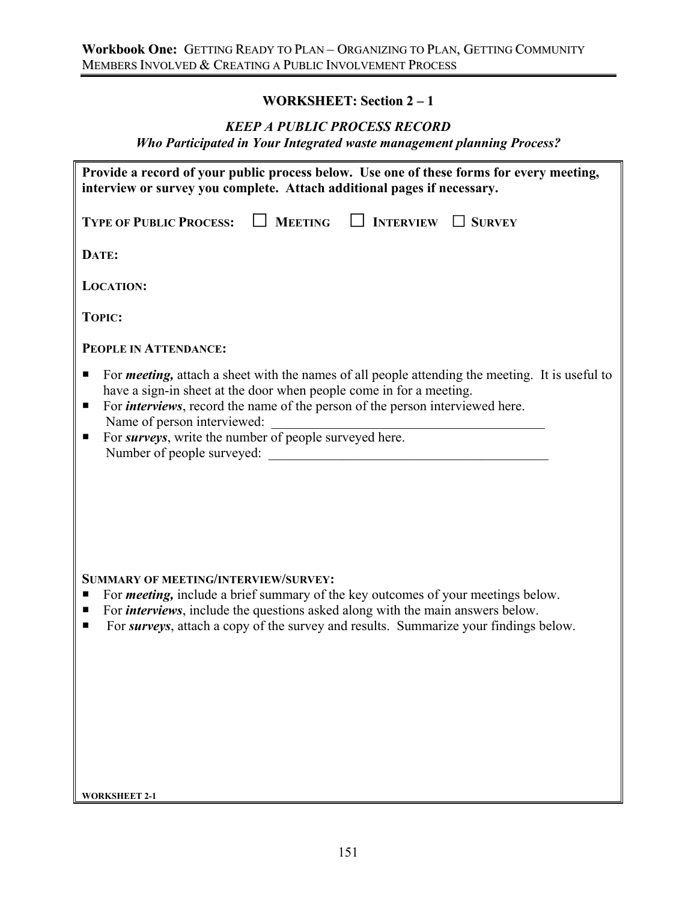## WORKSHEET: Section 2 – 1

### *KEEP A PUBLIC PROCESS RECORD*

***Who Participated in Your Integrated waste management planning Process?***

**Provide a record of your public process below. Use one of these forms for every meeting, interview or survey you complete. Attach additional pages if necessary.**

**TYPE OF PUBLIC PROCESS:** ☐ **MEETING** ☐ **INTERVIEW** ☐ **SURVEY**

**DATE:**

**LOCATION:**

**TOPIC:**

**PEOPLE IN ATTENDANCE:**

- For ***meeting,*** attach a sheet with the names of all people attending the meeting. It is useful to have a sign-in sheet at the door when people come in for a meeting.
- For ***interviews***, record the name of the person of the person interviewed here.
  Name of person interviewed: ________________________________________
- For ***surveys***, write the number of people surveyed here.
  Number of people surveyed: ________________________________________

**SUMMARY OF MEETING/INTERVIEW/SURVEY:**

- For ***meeting,*** include a brief summary of the key outcomes of your meetings below.
- For ***interviews***, include the questions asked along with the main answers below.
- For ***surveys***, attach a copy of the survey and results. Summarize your findings below.

**WORKSHEET 2-1**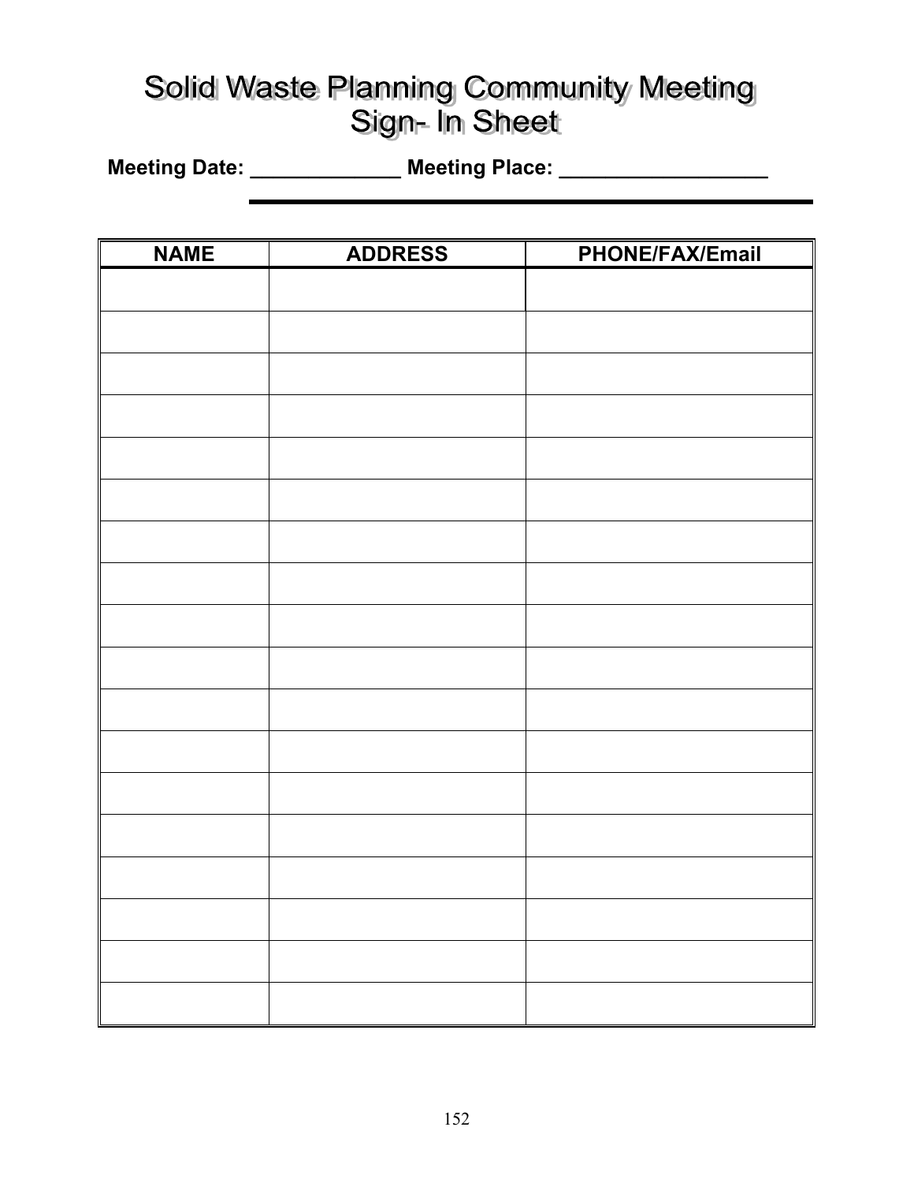# Solid Waste Planning Community Meeting Sign- In Sheet

**Meeting Date: _____________ Meeting Place: __________________**

| NAME | ADDRESS | PHONE/FAX/Email |
|---|---|---|
| | | |
| | | |
| | | |
| | | |
| | | |
| | | |
| | | |
| | | |
| | | |
| | | |
| | | |
| | | |
| | | |
| | | |
| | | |
| | | |
| | | |
| | | |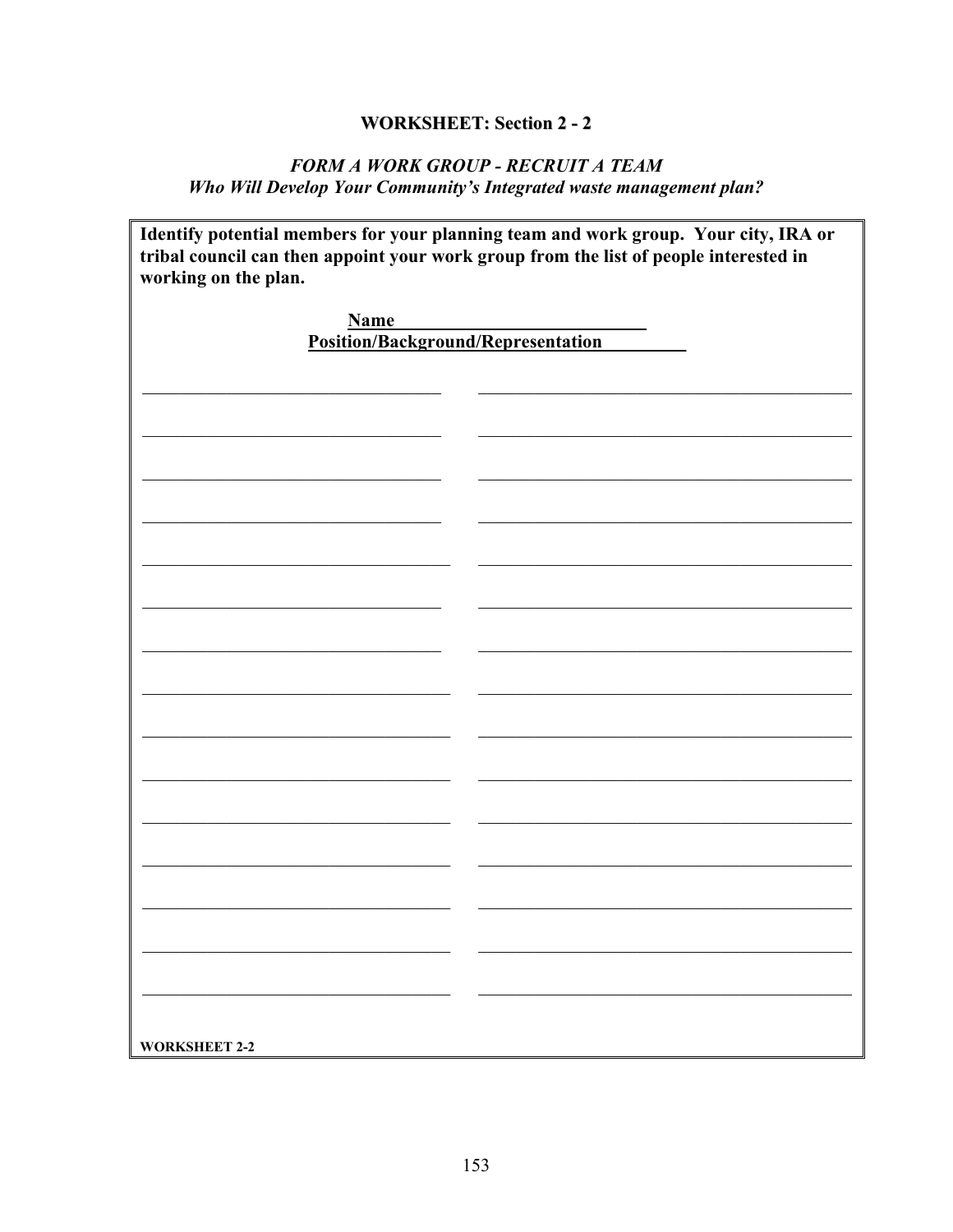## WORKSHEET: Section 2 - 2

***FORM A WORK GROUP - RECRUIT A TEAM***
***Who Will Develop Your Community's Integrated waste management plan?***

**Identify potential members for your planning team and work group. Your city, IRA or tribal council can then appoint your work group from the list of people interested in working on the plan.**

| Name | Position/Background/Representation |
|---|---|
| | |
| | |
| | |
| | |
| | |
| | |
| | |
| | |
| | |
| | |
| | |
| | |
| | |
| | |
| | |

**WORKSHEET 2-2**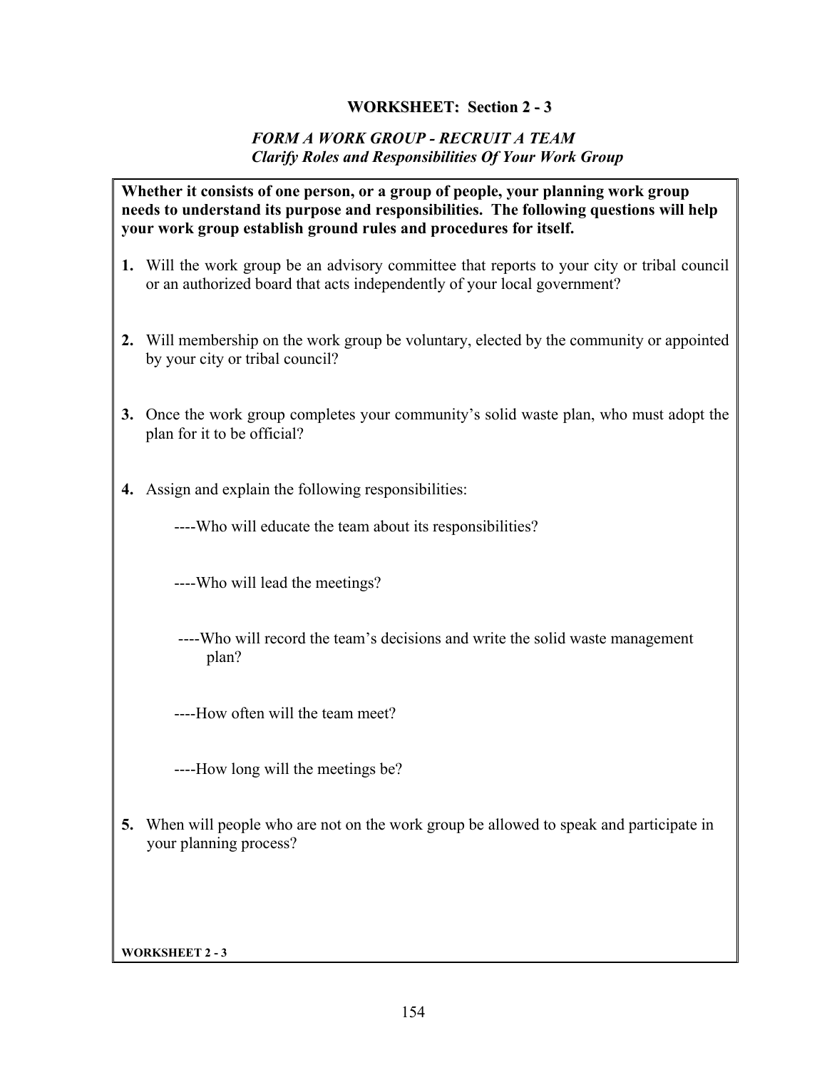## WORKSHEET: Section 2 - 3

### *FORM A WORK GROUP - RECRUIT A TEAM*
### *Clarify Roles and Responsibilities Of Your Work Group*

**Whether it consists of one person, or a group of people, your planning work group needs to understand its purpose and responsibilities. The following questions will help your work group establish ground rules and procedures for itself.**

**1.** Will the work group be an advisory committee that reports to your city or tribal council or an authorized board that acts independently of your local government?

**2.** Will membership on the work group be voluntary, elected by the community or appointed by your city or tribal council?

**3.** Once the work group completes your community's solid waste plan, who must adopt the plan for it to be official?

**4.** Assign and explain the following responsibilities:

----Who will educate the team about its responsibilities?

----Who will lead the meetings?

----Who will record the team's decisions and write the solid waste management plan?

----How often will the team meet?

----How long will the meetings be?

**5.** When will people who are not on the work group be allowed to speak and participate in your planning process?

**WORKSHEET 2 - 3**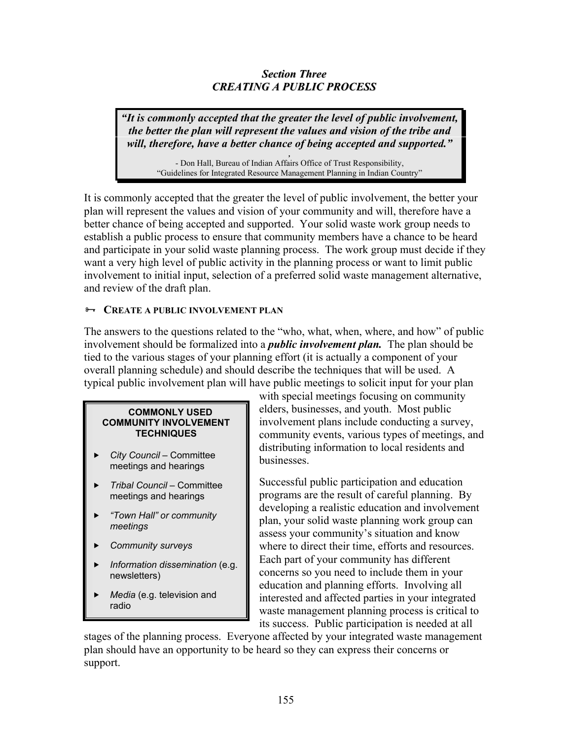## *Section Three*
## *CREATING A PUBLIC PROCESS*

> ***"It is commonly accepted that the greater the level of public involvement, the better the plan will represent the values and vision of the tribe and will, therefore, have a better chance of being accepted and supported."***
>
> - Don Hall, Bureau of Indian Affairs Office of Trust Responsibility, "Guidelines for Integrated Resource Management Planning in Indian Country"

It is commonly accepted that the greater the level of public involvement, the better your plan will represent the values and vision of your community and will, therefore have a better chance of being accepted and supported. Your solid waste work group needs to establish a public process to ensure that community members have a chance to be heard and participate in your solid waste planning process. The work group must decide if they want a very high level of public activity in the planning process or want to limit public involvement to initial input, selection of a preferred solid waste management alternative, and review of the draft plan.

### CREATE A PUBLIC INVOLVEMENT PLAN

The answers to the questions related to the "who, what, when, where, and how" of public involvement should be formalized into a ***public involvement plan.*** The plan should be tied to the various stages of your planning effort (it is actually a component of your overall planning schedule) and should describe the techniques that will be used. A typical public involvement plan will have public meetings to solicit input for your plan with special meetings focusing on community elders, businesses, and youth. Most public involvement plans include conducting a survey, community events, various types of meetings, and distributing information to local residents and businesses.

> **COMMONLY USED COMMUNITY INVOLVEMENT TECHNIQUES**
>
> - *City Council* – Committee meetings and hearings
> - *Tribal Council* – Committee meetings and hearings
> - *"Town Hall" or community meetings*
> - *Community surveys*
> - *Information dissemination* (e.g. newsletters)
> - *Media* (e.g. television and radio

Successful public participation and education programs are the result of careful planning. By developing a realistic education and involvement plan, your solid waste planning work group can assess your community's situation and know where to direct their time, efforts and resources. Each part of your community has different concerns so you need to include them in your education and planning efforts. Involving all interested and affected parties in your integrated waste management planning process is critical to its success. Public participation is needed at all stages of the planning process. Everyone affected by your integrated waste management plan should have an opportunity to be heard so they can express their concerns or support.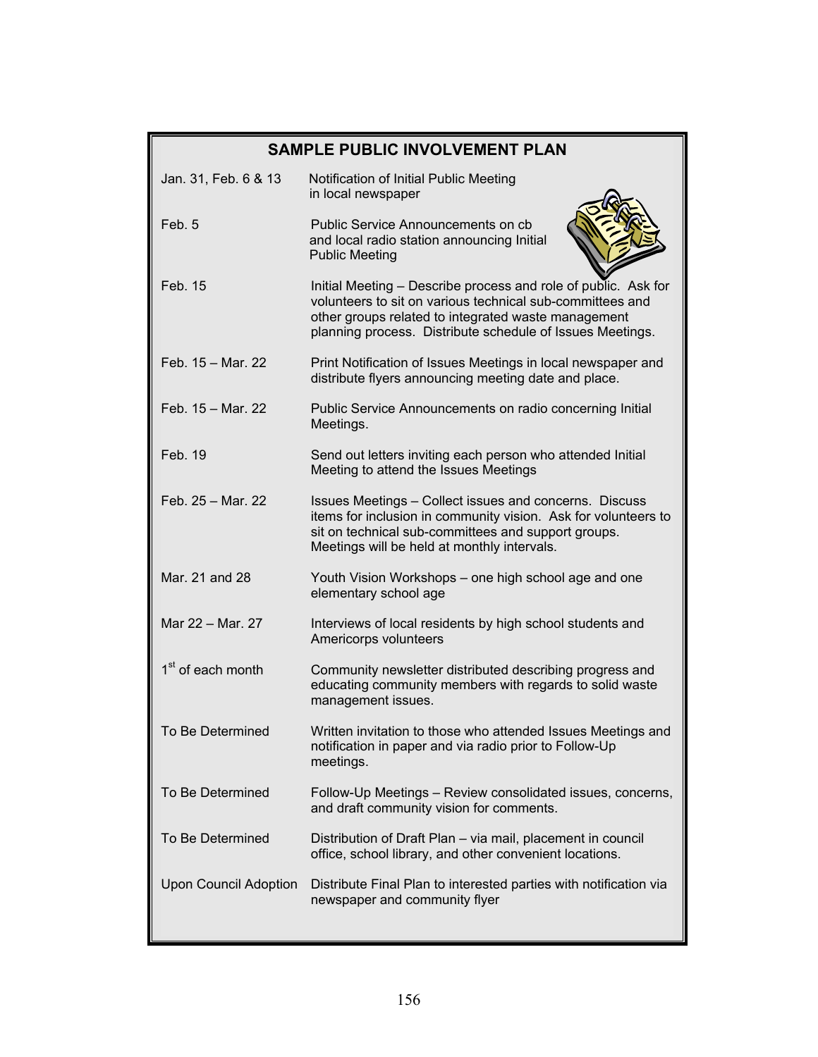## SAMPLE PUBLIC INVOLVEMENT PLAN

| | |
|---|---|
| Jan. 31, Feb. 6 & 13 | Notification of Initial Public Meeting in local newspaper |
| Feb. 5 | Public Service Announcements on cb and local radio station announcing Initial Public Meeting |
| Feb. 15 | Initial Meeting – Describe process and role of public. Ask for volunteers to sit on various technical sub-committees and other groups related to integrated waste management planning process. Distribute schedule of Issues Meetings. |
| Feb. 15 – Mar. 22 | Print Notification of Issues Meetings in local newspaper and distribute flyers announcing meeting date and place. |
| Feb. 15 – Mar. 22 | Public Service Announcements on radio concerning Initial Meetings. |
| Feb. 19 | Send out letters inviting each person who attended Initial Meeting to attend the Issues Meetings |
| Feb. 25 – Mar. 22 | Issues Meetings – Collect issues and concerns. Discuss items for inclusion in community vision. Ask for volunteers to sit on technical sub-committees and support groups. Meetings will be held at monthly intervals. |
| Mar. 21 and 28 | Youth Vision Workshops – one high school age and one elementary school age |
| Mar 22 – Mar. 27 | Interviews of local residents by high school students and Americorps volunteers |
| 1st of each month | Community newsletter distributed describing progress and educating community members with regards to solid waste management issues. |
| To Be Determined | Written invitation to those who attended Issues Meetings and notification in paper and via radio prior to Follow-Up meetings. |
| To Be Determined | Follow-Up Meetings – Review consolidated issues, concerns, and draft community vision for comments. |
| To Be Determined | Distribution of Draft Plan – via mail, placement in council office, school library, and other convenient locations. |
| Upon Council Adoption | Distribute Final Plan to interested parties with notification via newspaper and community flyer |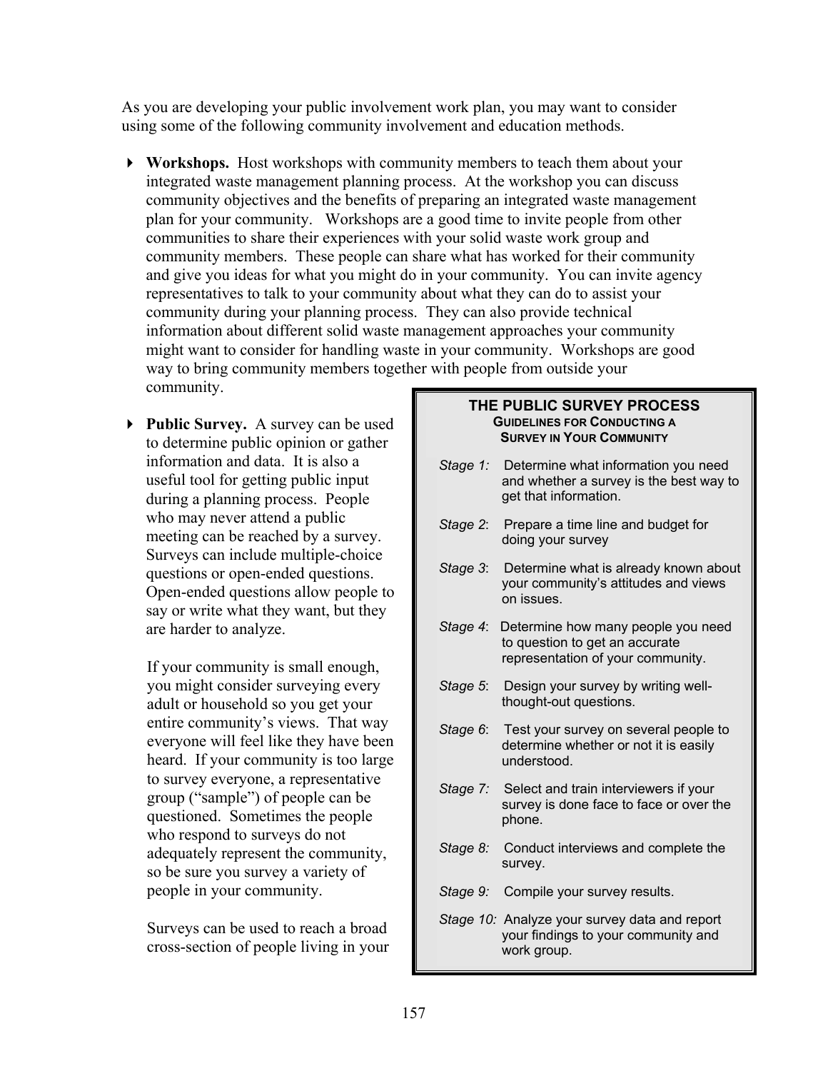As you are developing your public involvement work plan, you may want to consider using some of the following community involvement and education methods.

- **Workshops.** Host workshops with community members to teach them about your integrated waste management planning process. At the workshop you can discuss community objectives and the benefits of preparing an integrated waste management plan for your community. Workshops are a good time to invite people from other communities to share their experiences with your solid waste work group and community members. These people can share what has worked for their community and give you ideas for what you might do in your community. You can invite agency representatives to talk to your community about what they can do to assist your community during your planning process. They can also provide technical information about different solid waste management approaches your community might want to consider for handling waste in your community. Workshops are good way to bring community members together with people from outside your community.

- **Public Survey.** A survey can be used to determine public opinion or gather information and data. It is also a useful tool for getting public input during a planning process. People who may never attend a public meeting can be reached by a survey. Surveys can include multiple-choice questions or open-ended questions. Open-ended questions allow people to say or write what they want, but they are harder to analyze.

  If your community is small enough, you might consider surveying every adult or household so you get your entire community's views. That way everyone will feel like they have been heard. If your community is too large to survey everyone, a representative group ("sample") of people can be questioned. Sometimes the people who respond to surveys do not adequately represent the community, so be sure you survey a variety of people in your community.

  Surveys can be used to reach a broad cross-section of people living in your

> **THE PUBLIC SURVEY PROCESS**
> **GUIDELINES FOR CONDUCTING A SURVEY IN YOUR COMMUNITY**
>
> *Stage 1:* Determine what information you need and whether a survey is the best way to get that information.
>
> *Stage 2*: Prepare a time line and budget for doing your survey
>
> *Stage 3*: Determine what is already known about your community's attitudes and views on issues.
>
> *Stage 4*: Determine how many people you need to question to get an accurate representation of your community.
>
> *Stage 5*: Design your survey by writing well-thought-out questions.
>
> *Stage 6*: Test your survey on several people to determine whether or not it is easily understood.
>
> *Stage 7:* Select and train interviewers if your survey is done face to face or over the phone.
>
> *Stage 8:* Conduct interviews and complete the survey.
>
> *Stage 9:* Compile your survey results.
>
> *Stage 10:* Analyze your survey data and report your findings to your community and work group.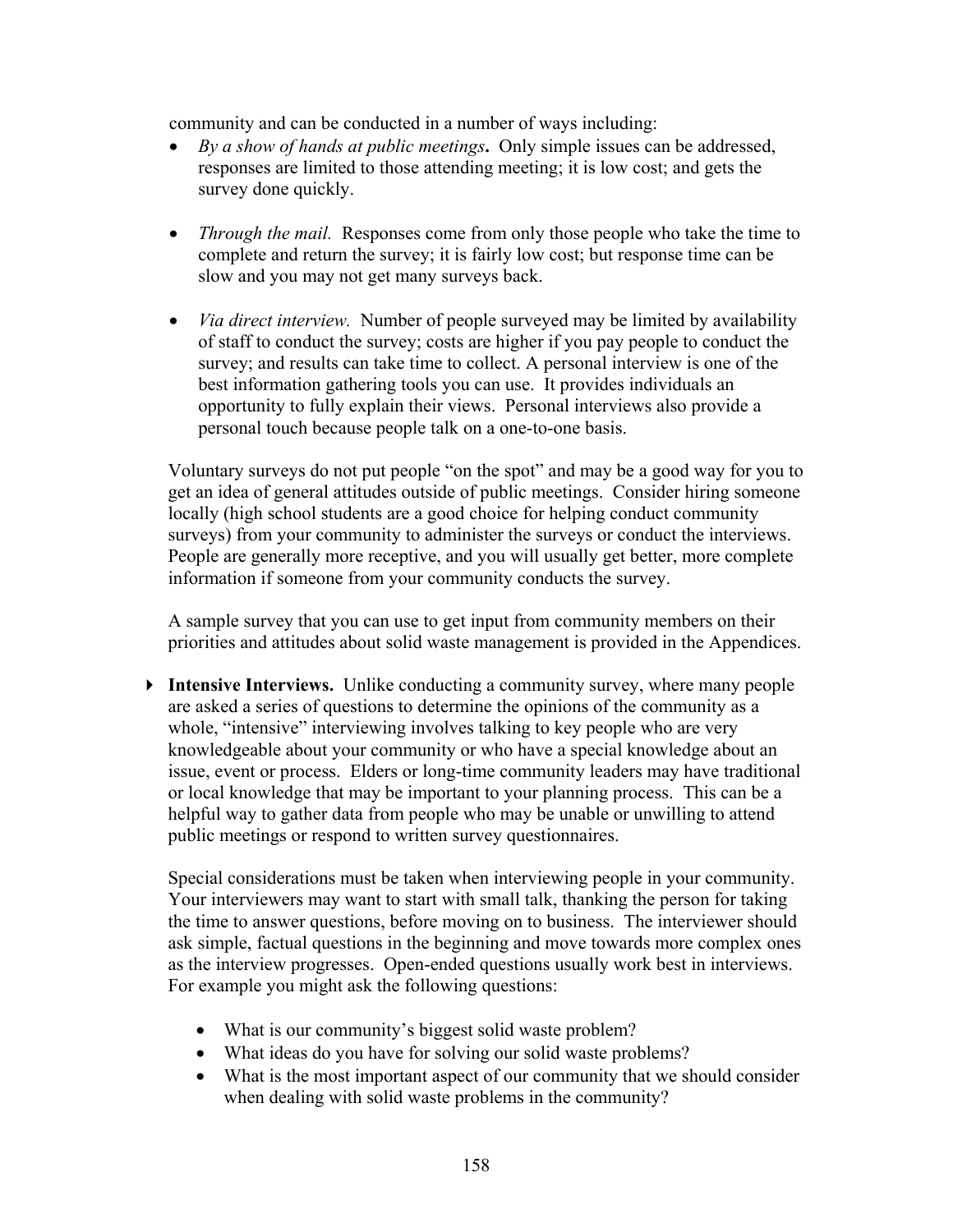community and can be conducted in a number of ways including:

- *By a show of hands at public meetings***.** Only simple issues can be addressed, responses are limited to those attending meeting; it is low cost; and gets the survey done quickly.

- *Through the mail.* Responses come from only those people who take the time to complete and return the survey; it is fairly low cost; but response time can be slow and you may not get many surveys back.

- *Via direct interview.* Number of people surveyed may be limited by availability of staff to conduct the survey; costs are higher if you pay people to conduct the survey; and results can take time to collect. A personal interview is one of the best information gathering tools you can use. It provides individuals an opportunity to fully explain their views. Personal interviews also provide a personal touch because people talk on a one-to-one basis.

Voluntary surveys do not put people "on the spot" and may be a good way for you to get an idea of general attitudes outside of public meetings. Consider hiring someone locally (high school students are a good choice for helping conduct community surveys) from your community to administer the surveys or conduct the interviews. People are generally more receptive, and you will usually get better, more complete information if someone from your community conducts the survey.

A sample survey that you can use to get input from community members on their priorities and attitudes about solid waste management is provided in the Appendices.

- **Intensive Interviews.** Unlike conducting a community survey, where many people are asked a series of questions to determine the opinions of the community as a whole, "intensive" interviewing involves talking to key people who are very knowledgeable about your community or who have a special knowledge about an issue, event or process. Elders or long-time community leaders may have traditional or local knowledge that may be important to your planning process. This can be a helpful way to gather data from people who may be unable or unwilling to attend public meetings or respond to written survey questionnaires.

  Special considerations must be taken when interviewing people in your community. Your interviewers may want to start with small talk, thanking the person for taking the time to answer questions, before moving on to business. The interviewer should ask simple, factual questions in the beginning and move towards more complex ones as the interview progresses. Open-ended questions usually work best in interviews. For example you might ask the following questions:

  - What is our community's biggest solid waste problem?
  - What ideas do you have for solving our solid waste problems?
  - What is the most important aspect of our community that we should consider when dealing with solid waste problems in the community?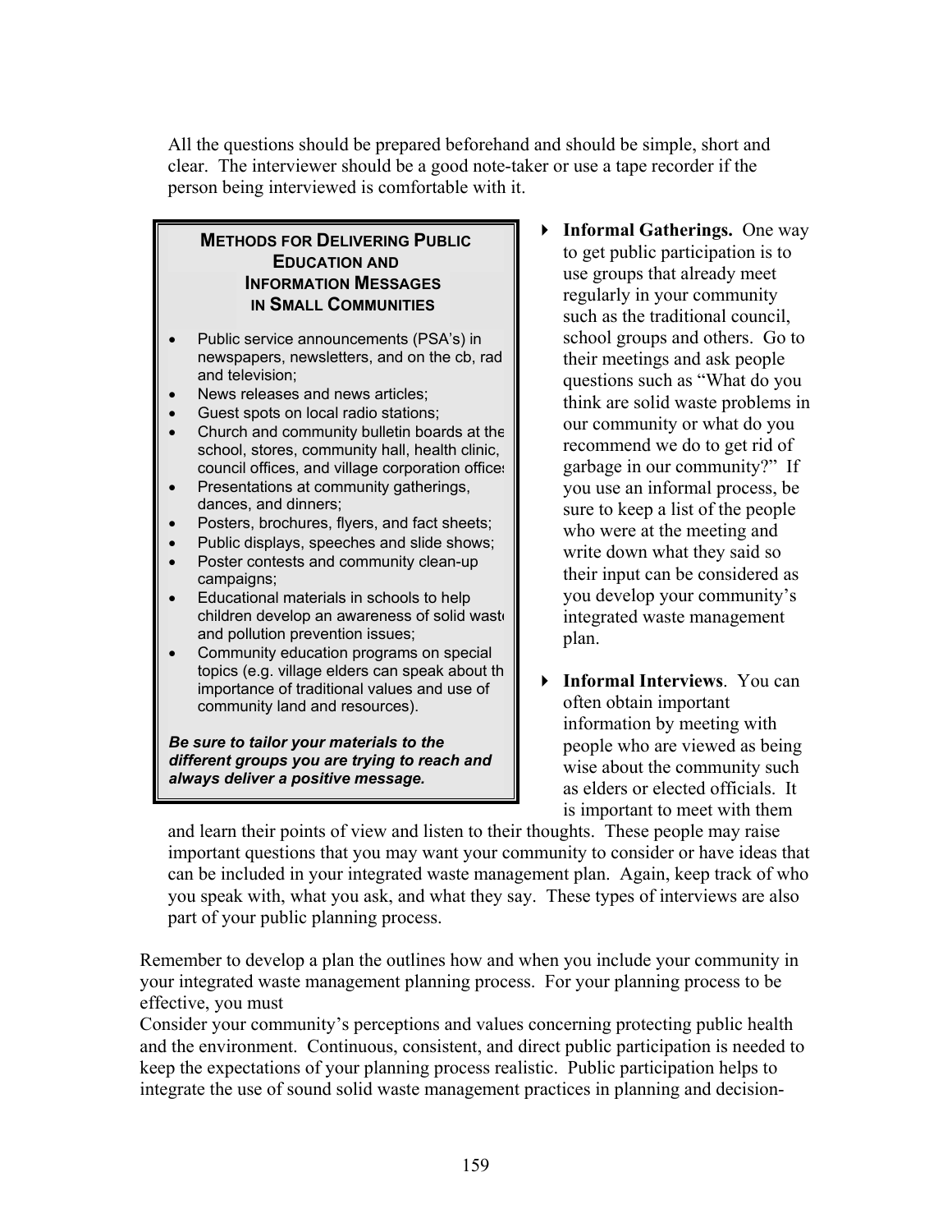All the questions should be prepared beforehand and should be simple, short and clear. The interviewer should be a good note-taker or use a tape recorder if the person being interviewed is comfortable with it.

> **METHODS FOR DELIVERING PUBLIC EDUCATION AND INFORMATION MESSAGES IN SMALL COMMUNITIES**
>
> - Public service announcements (PSA's) in newspapers, newsletters, and on the cb, rad and television;
> - News releases and news articles;
> - Guest spots on local radio stations;
> - Church and community bulletin boards at the school, stores, community hall, health clinic, council offices, and village corporation offices
> - Presentations at community gatherings, dances, and dinners;
> - Posters, brochures, flyers, and fact sheets;
> - Public displays, speeches and slide shows;
> - Poster contests and community clean-up campaigns;
> - Educational materials in schools to help children develop an awareness of solid waste and pollution prevention issues;
> - Community education programs on special topics (e.g. village elders can speak about th importance of traditional values and use of community land and resources).
>
> ***Be sure to tailor your materials to the different groups you are trying to reach and always deliver a positive message.***

- **Informal Gatherings.** One way to get public participation is to use groups that already meet regularly in your community such as the traditional council, school groups and others. Go to their meetings and ask people questions such as "What do you think are solid waste problems in our community or what do you recommend we do to get rid of garbage in our community?" If you use an informal process, be sure to keep a list of the people who were at the meeting and write down what they said so their input can be considered as you develop your community's integrated waste management plan.

- **Informal Interviews**. You can often obtain important information by meeting with people who are viewed as being wise about the community such as elders or elected officials. It is important to meet with them and learn their points of view and listen to their thoughts. These people may raise important questions that you may want your community to consider or have ideas that can be included in your integrated waste management plan. Again, keep track of who you speak with, what you ask, and what they say. These types of interviews are also part of your public planning process.

Remember to develop a plan the outlines how and when you include your community in your integrated waste management planning process. For your planning process to be effective, you must

Consider your community's perceptions and values concerning protecting public health and the environment. Continuous, consistent, and direct public participation is needed to keep the expectations of your planning process realistic. Public participation helps to integrate the use of sound solid waste management practices in planning and decision-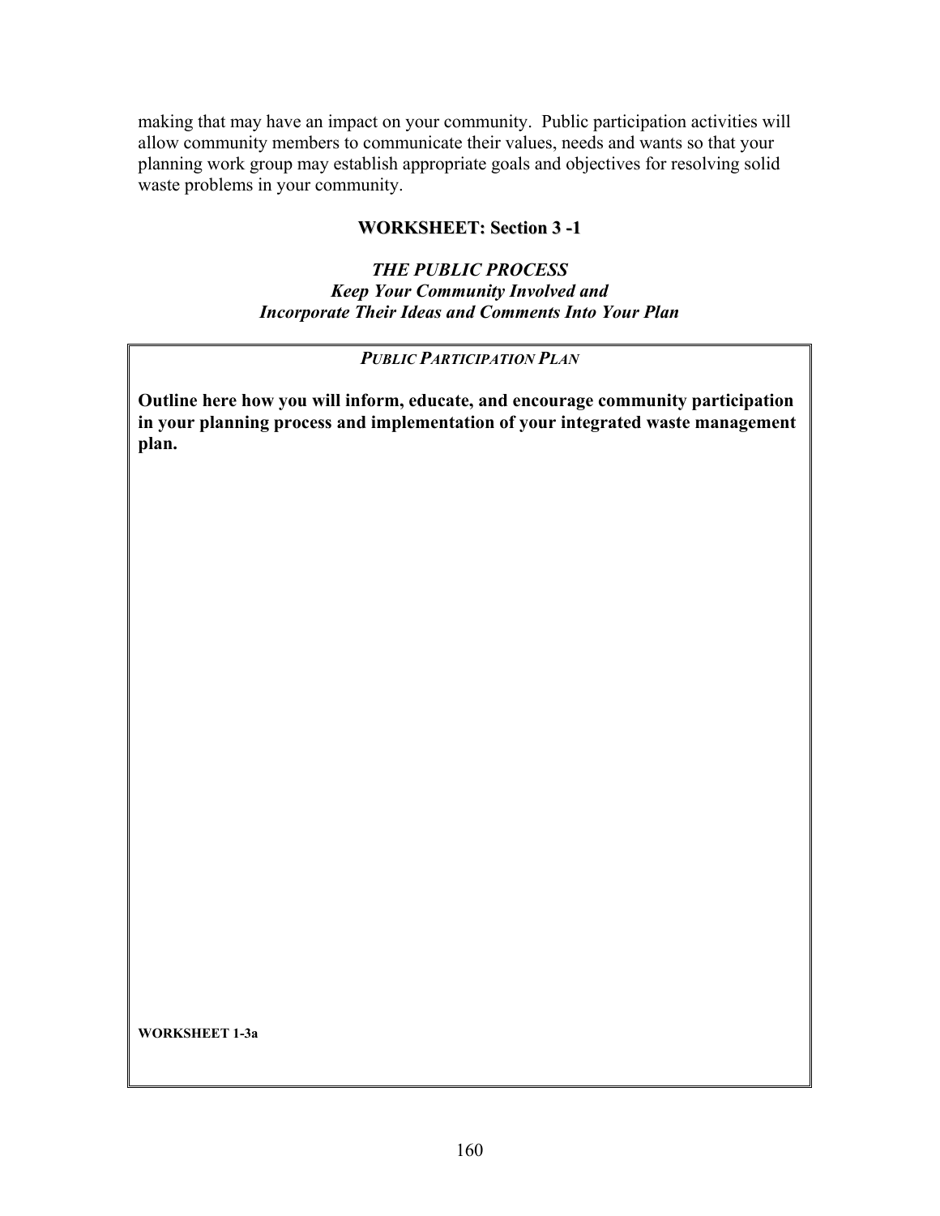making that may have an impact on your community. Public participation activities will allow community members to communicate their values, needs and wants so that your planning work group may establish appropriate goals and objectives for resolving solid waste problems in your community.

## WORKSHEET: Section 3 -1

### *THE PUBLIC PROCESS*
### *Keep Your Community Involved and Incorporate Their Ideas and Comments Into Your Plan*

***PUBLIC PARTICIPATION PLAN***

**Outline here how you will inform, educate, and encourage community participation in your planning process and implementation of your integrated waste management plan.**

**WORKSHEET 1-3a**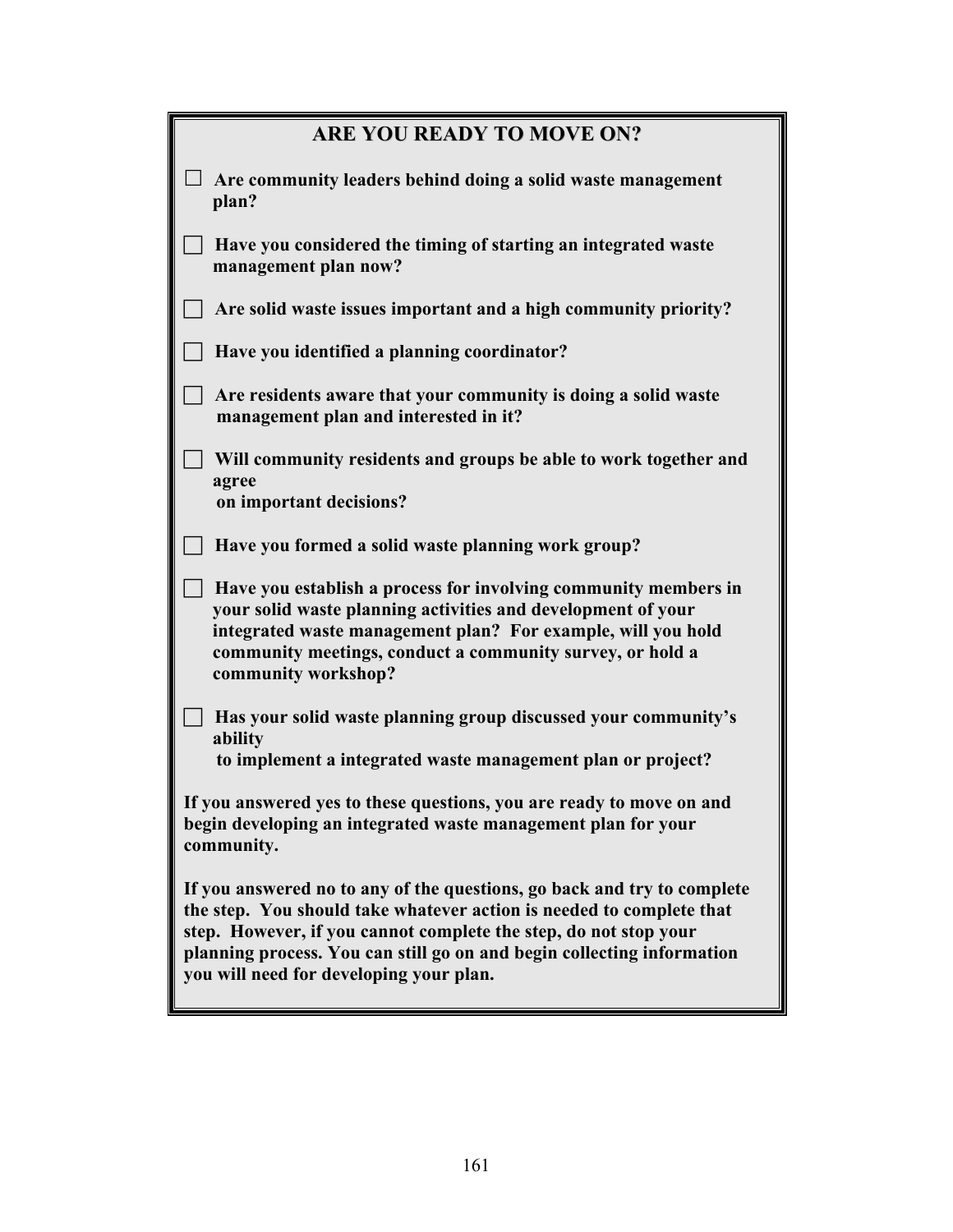## ARE YOU READY TO MOVE ON?

- ☐ **Are community leaders behind doing a solid waste management plan?**
- ☐ **Have you considered the timing of starting an integrated waste management plan now?**
- ☐ **Are solid waste issues important and a high community priority?**
- ☐ **Have you identified a planning coordinator?**
- ☐ **Are residents aware that your community is doing a solid waste management plan and interested in it?**
- ☐ **Will community residents and groups be able to work together and agree on important decisions?**
- ☐ **Have you formed a solid waste planning work group?**
- ☐ **Have you establish a process for involving community members in your solid waste planning activities and development of your integrated waste management plan? For example, will you hold community meetings, conduct a community survey, or hold a community workshop?**
- ☐ **Has your solid waste planning group discussed your community's ability to implement a integrated waste management plan or project?**

**If you answered yes to these questions, you are ready to move on and begin developing an integrated waste management plan for your community.**

**If you answered no to any of the questions, go back and try to complete the step. You should take whatever action is needed to complete that step. However, if you cannot complete the step, do not stop your planning process. You can still go on and begin collecting information you will need for developing your plan.**